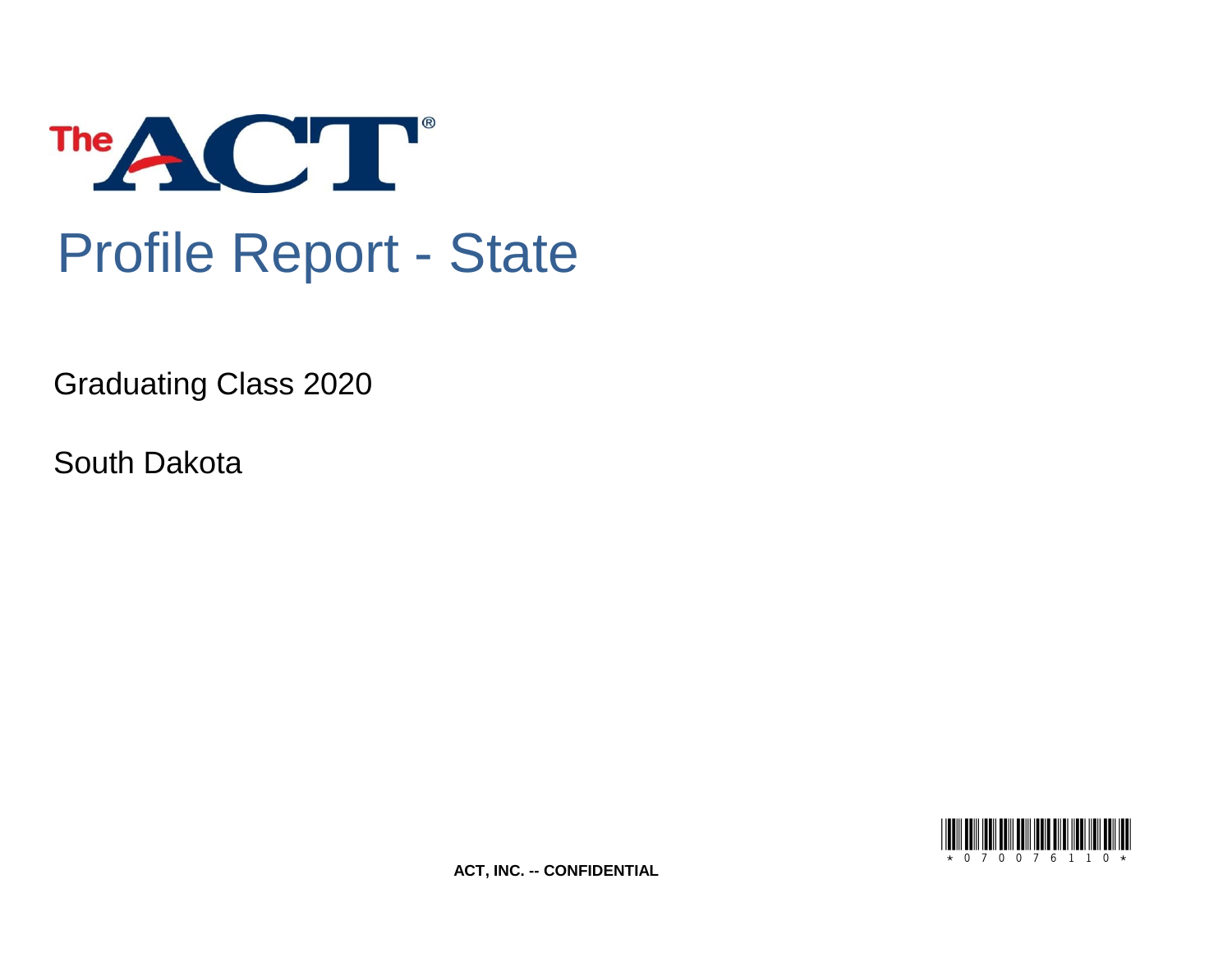The ACT®

# Profile Report - State

Graduating Class 2020

South Dakota

ACT, INC. -- CONFIDENTIAL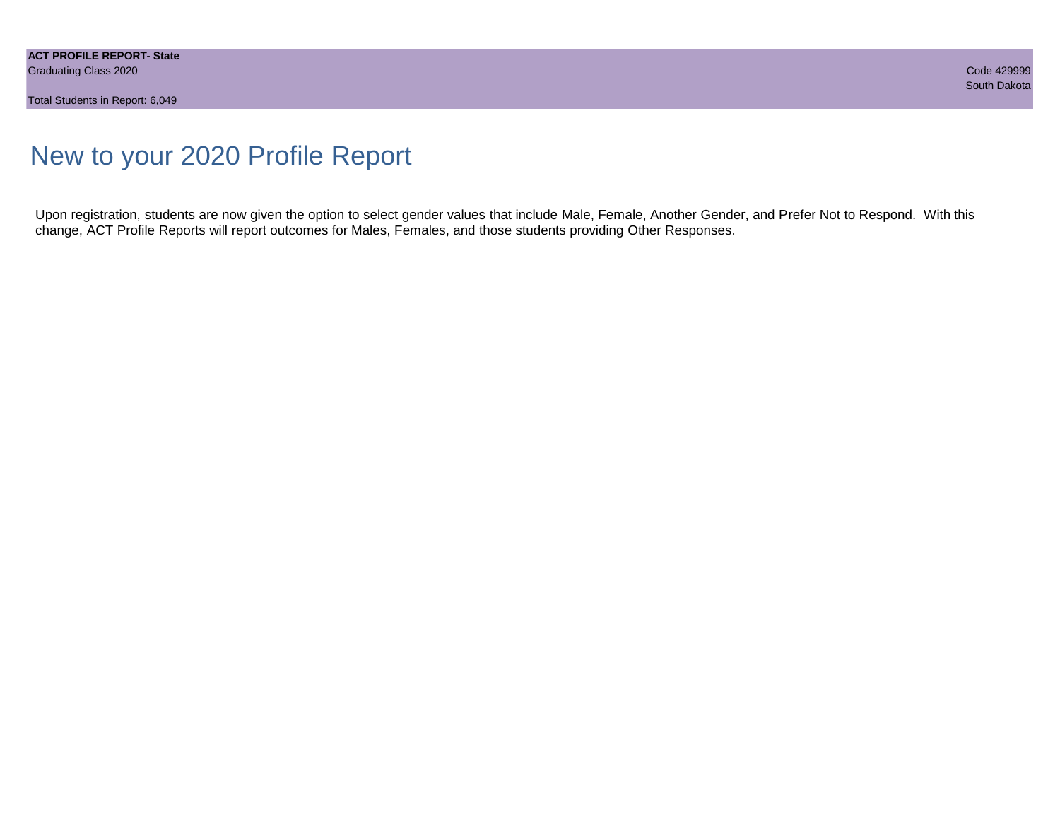# New to your 2020 Profile Report

Upon registration, students are now given the option to select gender values that include Male, Female, Another Gender, and Prefer Not to Respond. With this change, ACT Profile Reports will report outcomes for Males, Females, and those students providing Other Responses.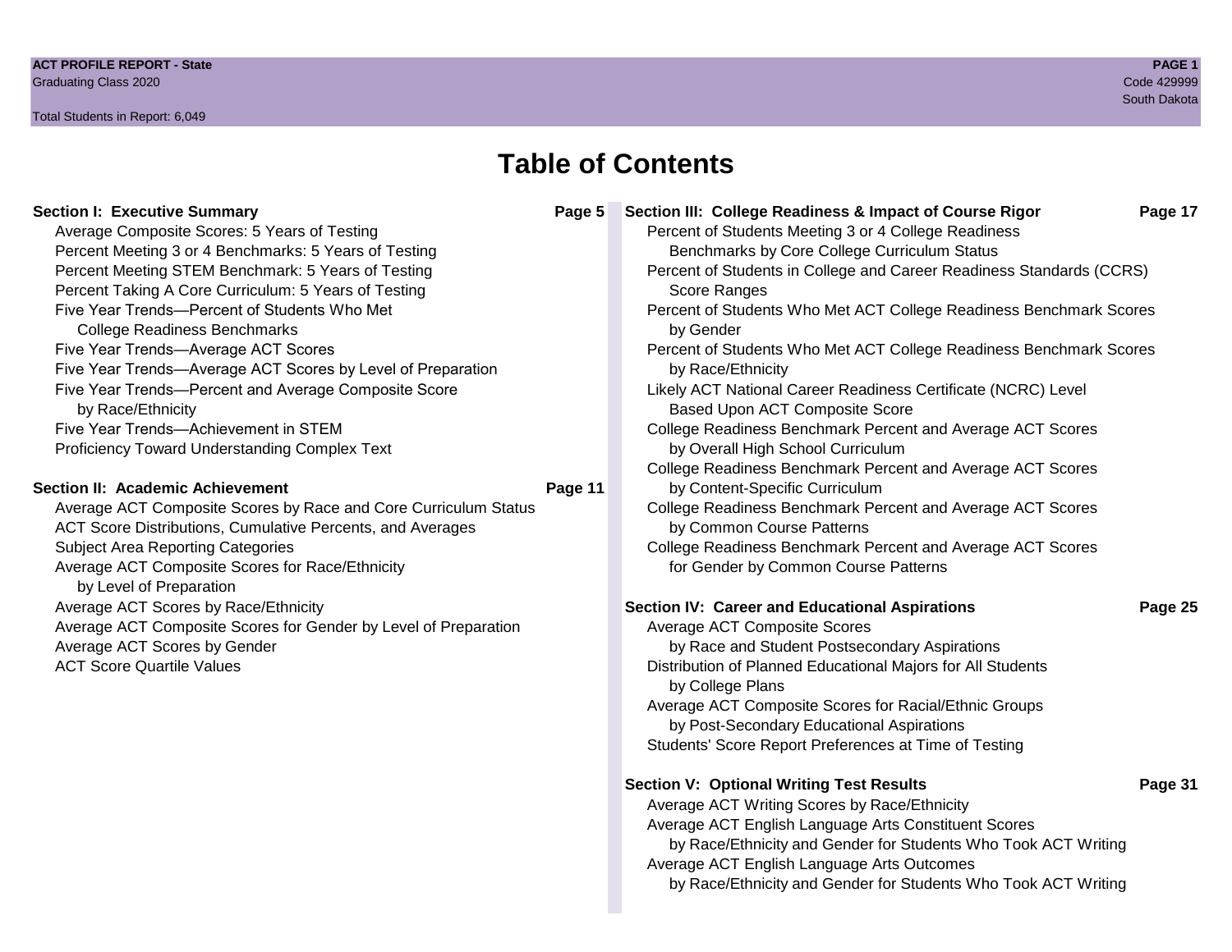# Table of Contents

**Section I: Executive Summary** — Page 5

- Average Composite Scores: 5 Years of Testing
- Percent Meeting 3 or 4 Benchmarks: 5 Years of Testing
- Percent Meeting STEM Benchmark: 5 Years of Testing
- Percent Taking A Core Curriculum: 5 Years of Testing
- Five Year Trends—Percent of Students Who Met College Readiness Benchmarks
- Five Year Trends—Average ACT Scores
- Five Year Trends—Average ACT Scores by Level of Preparation
- Five Year Trends—Percent and Average Composite Score by Race/Ethnicity
- Five Year Trends—Achievement in STEM
- Proficiency Toward Understanding Complex Text

**Section II: Academic Achievement** — Page 11

- Average ACT Composite Scores by Race and Core Curriculum Status
- ACT Score Distributions, Cumulative Percents, and Averages
- Subject Area Reporting Categories
- Average ACT Composite Scores for Race/Ethnicity by Level of Preparation
- Average ACT Scores by Race/Ethnicity
- Average ACT Composite Scores for Gender by Level of Preparation
- Average ACT Scores by Gender
- ACT Score Quartile Values

**Section III: College Readiness & Impact of Course Rigor** — Page 17

- Percent of Students Meeting 3 or 4 College Readiness Benchmarks by Core College Curriculum Status
- Percent of Students in College and Career Readiness Standards (CCRS) Score Ranges
- Percent of Students Who Met ACT College Readiness Benchmark Scores by Gender
- Percent of Students Who Met ACT College Readiness Benchmark Scores by Race/Ethnicity
- Likely ACT National Career Readiness Certificate (NCRC) Level Based Upon ACT Composite Score
- College Readiness Benchmark Percent and Average ACT Scores by Overall High School Curriculum
- College Readiness Benchmark Percent and Average ACT Scores by Content-Specific Curriculum
- College Readiness Benchmark Percent and Average ACT Scores by Common Course Patterns
- College Readiness Benchmark Percent and Average ACT Scores for Gender by Common Course Patterns

**Section IV: Career and Educational Aspirations** — Page 25

- Average ACT Composite Scores by Race and Student Postsecondary Aspirations
- Distribution of Planned Educational Majors for All Students by College Plans
- Average ACT Composite Scores for Racial/Ethnic Groups by Post-Secondary Educational Aspirations
- Students' Score Report Preferences at Time of Testing

**Section V: Optional Writing Test Results** — Page 31

- Average ACT Writing Scores by Race/Ethnicity
- Average ACT English Language Arts Constituent Scores by Race/Ethnicity and Gender for Students Who Took ACT Writing
- Average ACT English Language Arts Outcomes by Race/Ethnicity and Gender for Students Who Took ACT Writing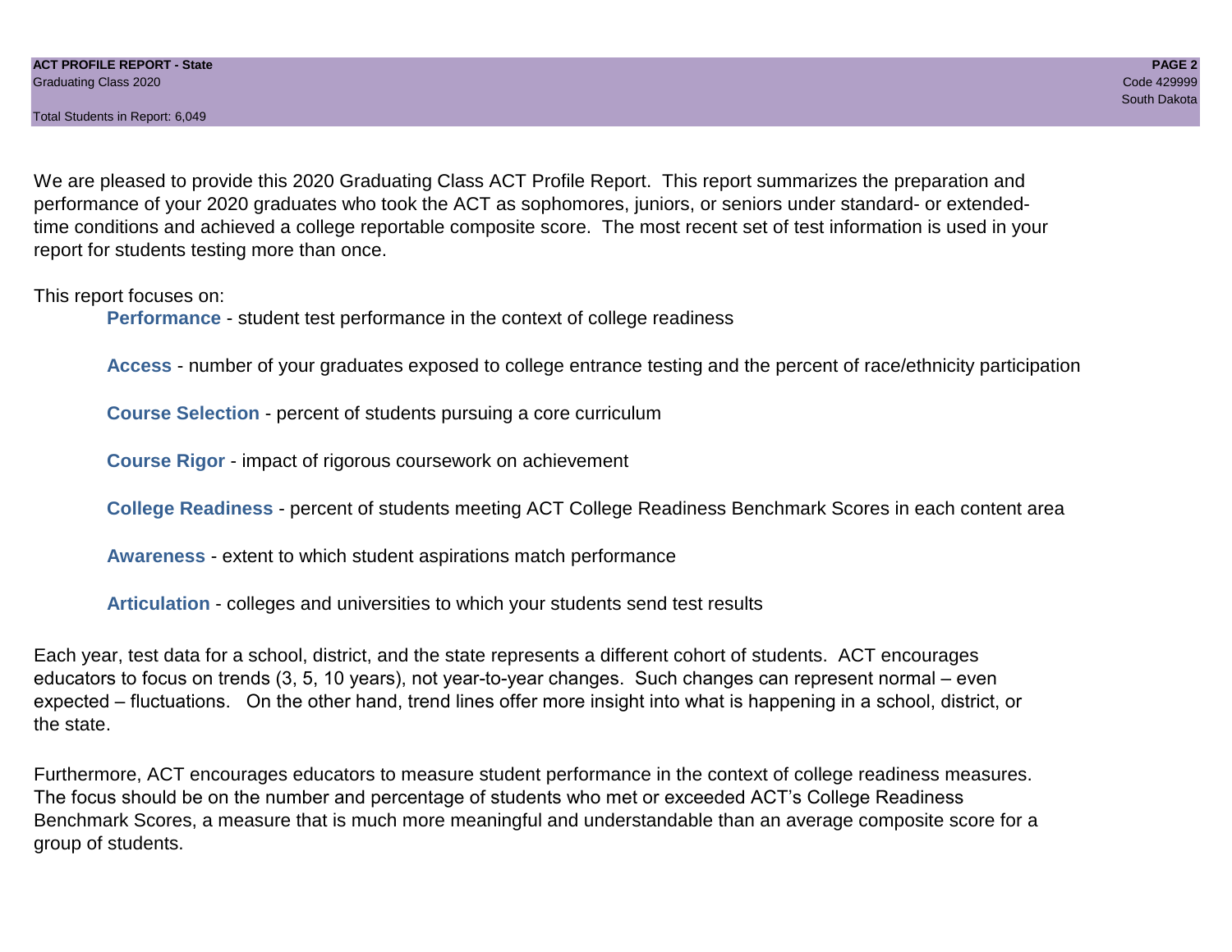We are pleased to provide this 2020 Graduating Class ACT Profile Report. This report summarizes the preparation and performance of your 2020 graduates who took the ACT as sophomores, juniors, or seniors under standard- or extended-time conditions and achieved a college reportable composite score. The most recent set of test information is used in your report for students testing more than once.

This report focuses on:

- **Performance** - student test performance in the context of college readiness
- **Access** - number of your graduates exposed to college entrance testing and the percent of race/ethnicity participation
- **Course Selection** - percent of students pursuing a core curriculum
- **Course Rigor** - impact of rigorous coursework on achievement
- **College Readiness** - percent of students meeting ACT College Readiness Benchmark Scores in each content area
- **Awareness** - extent to which student aspirations match performance
- **Articulation** - colleges and universities to which your students send test results

Each year, test data for a school, district, and the state represents a different cohort of students. ACT encourages educators to focus on trends (3, 5, 10 years), not year-to-year changes. Such changes can represent normal – even expected – fluctuations. On the other hand, trend lines offer more insight into what is happening in a school, district, or the state.

Furthermore, ACT encourages educators to measure student performance in the context of college readiness measures. The focus should be on the number and percentage of students who met or exceeded ACT's College Readiness Benchmark Scores, a measure that is much more meaningful and understandable than an average composite score for a group of students.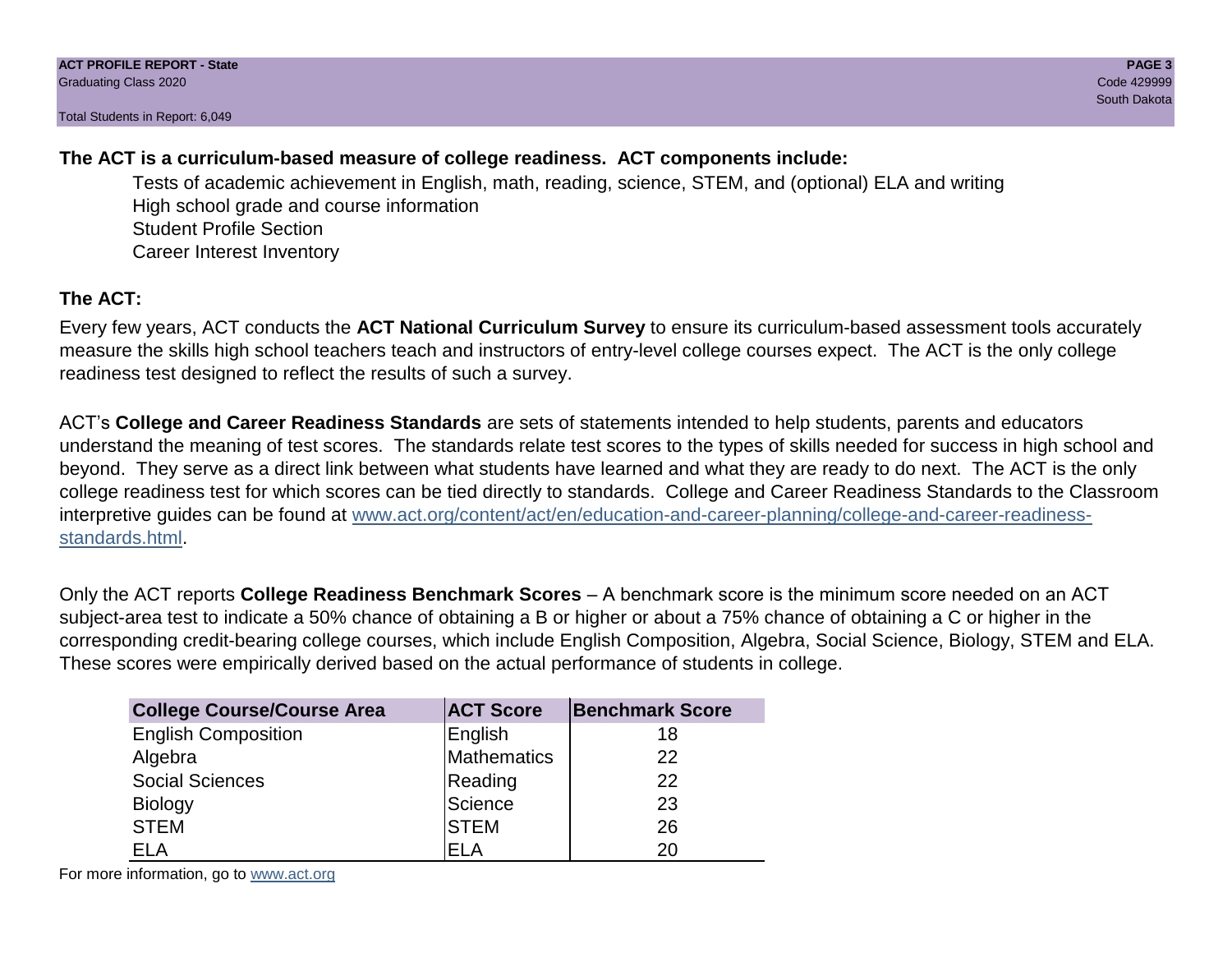**The ACT is a curriculum-based measure of college readiness. ACT components include:**

- Tests of academic achievement in English, math, reading, science, STEM, and (optional) ELA and writing
- High school grade and course information
- Student Profile Section
- Career Interest Inventory

## The ACT:

Every few years, ACT conducts the **ACT National Curriculum Survey** to ensure its curriculum-based assessment tools accurately measure the skills high school teachers teach and instructors of entry-level college courses expect. The ACT is the only college readiness test designed to reflect the results of such a survey.

ACT's **College and Career Readiness Standards** are sets of statements intended to help students, parents and educators understand the meaning of test scores. The standards relate test scores to the types of skills needed for success in high school and beyond. They serve as a direct link between what students have learned and what they are ready to do next. The ACT is the only college readiness test for which scores can be tied directly to standards. College and Career Readiness Standards to the Classroom interpretive guides can be found at [www.act.org/content/act/en/education-and-career-planning/college-and-career-readiness-standards.html](www.act.org/content/act/en/education-and-career-planning/college-and-career-readiness-standards.html).

Only the ACT reports **College Readiness Benchmark Scores** – A benchmark score is the minimum score needed on an ACT subject-area test to indicate a 50% chance of obtaining a B or higher or about a 75% chance of obtaining a C or higher in the corresponding credit-bearing college courses, which include English Composition, Algebra, Social Science, Biology, STEM and ELA. These scores were empirically derived based on the actual performance of students in college.

| College Course/Course Area | ACT Score | Benchmark Score |
|---|---|---|
| English Composition | English | 18 |
| Algebra | Mathematics | 22 |
| Social Sciences | Reading | 22 |
| Biology | Science | 23 |
| STEM | STEM | 26 |
| ELA | ELA | 20 |

For more information, go to [www.act.org](www.act.org)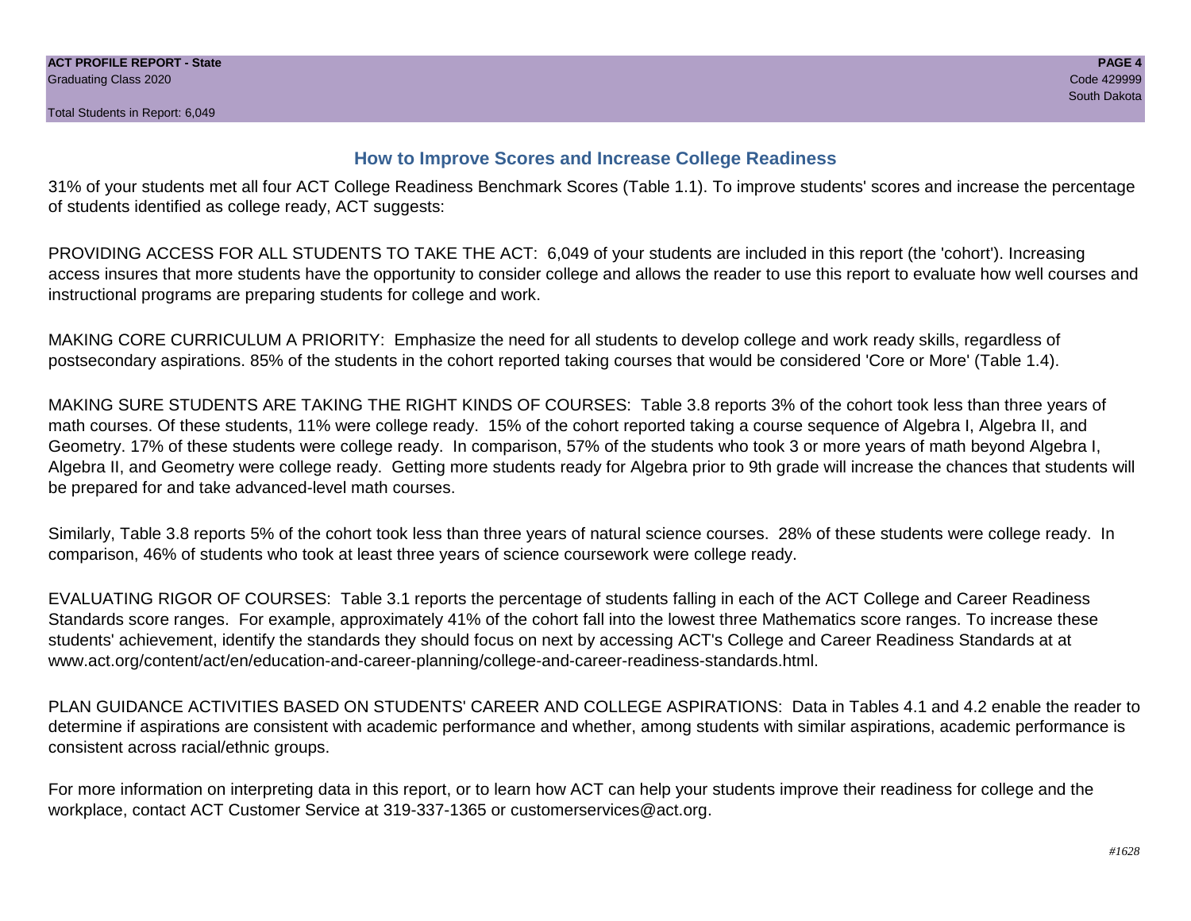## How to Improve Scores and Increase College Readiness

31% of your students met all four ACT College Readiness Benchmark Scores (Table 1.1). To improve students' scores and increase the percentage of students identified as college ready, ACT suggests:

PROVIDING ACCESS FOR ALL STUDENTS TO TAKE THE ACT: 6,049 of your students are included in this report (the 'cohort'). Increasing access insures that more students have the opportunity to consider college and allows the reader to use this report to evaluate how well courses and instructional programs are preparing students for college and work.

MAKING CORE CURRICULUM A PRIORITY: Emphasize the need for all students to develop college and work ready skills, regardless of postsecondary aspirations. 85% of the students in the cohort reported taking courses that would be considered 'Core or More' (Table 1.4).

MAKING SURE STUDENTS ARE TAKING THE RIGHT KINDS OF COURSES: Table 3.8 reports 3% of the cohort took less than three years of math courses. Of these students, 11% were college ready. 15% of the cohort reported taking a course sequence of Algebra I, Algebra II, and Geometry. 17% of these students were college ready. In comparison, 57% of the students who took 3 or more years of math beyond Algebra I, Algebra II, and Geometry were college ready. Getting more students ready for Algebra prior to 9th grade will increase the chances that students will be prepared for and take advanced-level math courses.

Similarly, Table 3.8 reports 5% of the cohort took less than three years of natural science courses. 28% of these students were college ready. In comparison, 46% of students who took at least three years of science coursework were college ready.

EVALUATING RIGOR OF COURSES: Table 3.1 reports the percentage of students falling in each of the ACT College and Career Readiness Standards score ranges. For example, approximately 41% of the cohort fall into the lowest three Mathematics score ranges. To increase these students' achievement, identify the standards they should focus on next by accessing ACT's College and Career Readiness Standards at at www.act.org/content/act/en/education-and-career-planning/college-and-career-readiness-standards.html.

PLAN GUIDANCE ACTIVITIES BASED ON STUDENTS' CAREER AND COLLEGE ASPIRATIONS: Data in Tables 4.1 and 4.2 enable the reader to determine if aspirations are consistent with academic performance and whether, among students with similar aspirations, academic performance is consistent across racial/ethnic groups.

For more information on interpreting data in this report, or to learn how ACT can help your students improve their readiness for college and the workplace, contact ACT Customer Service at 319-337-1365 or customerservices@act.org.

*#1628*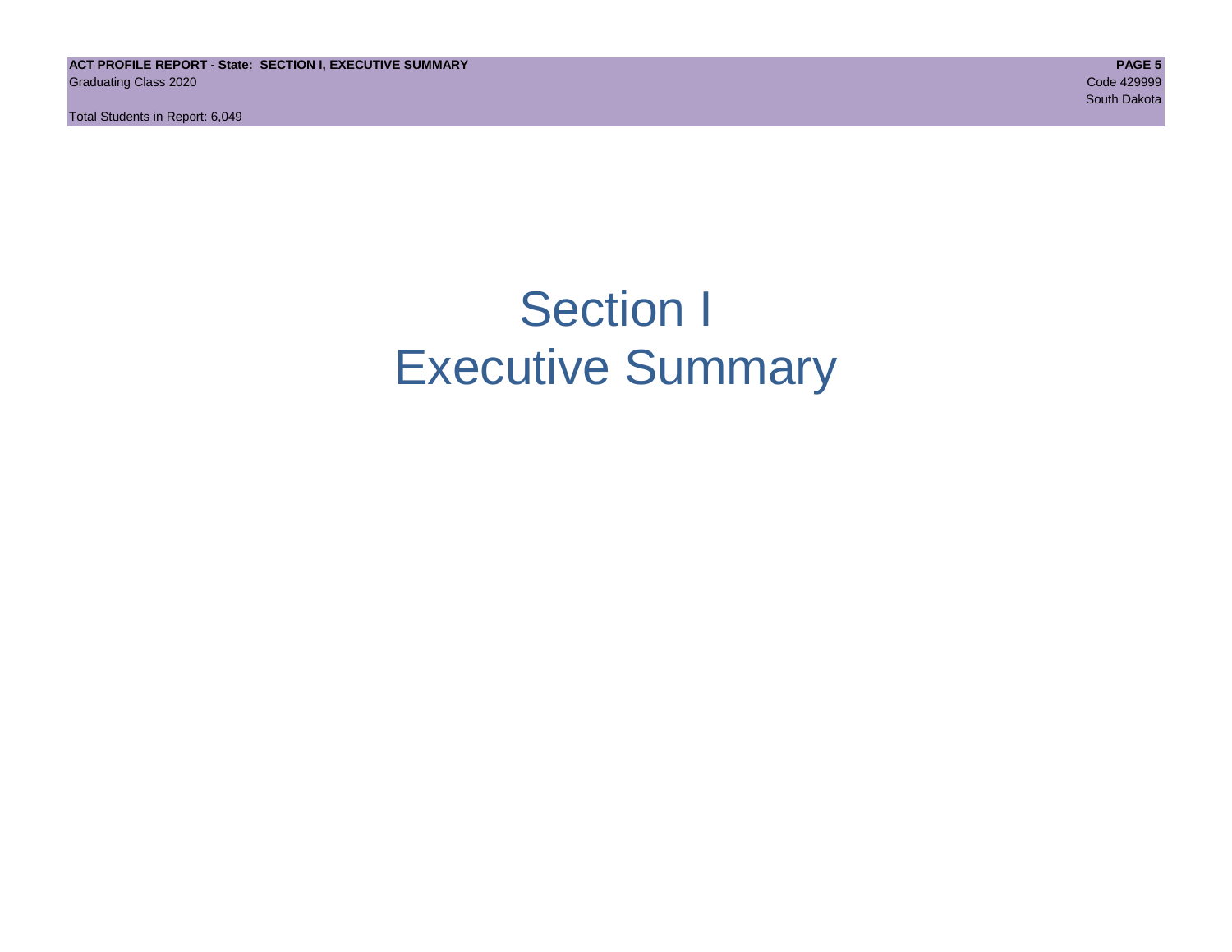# Section I
# Executive Summary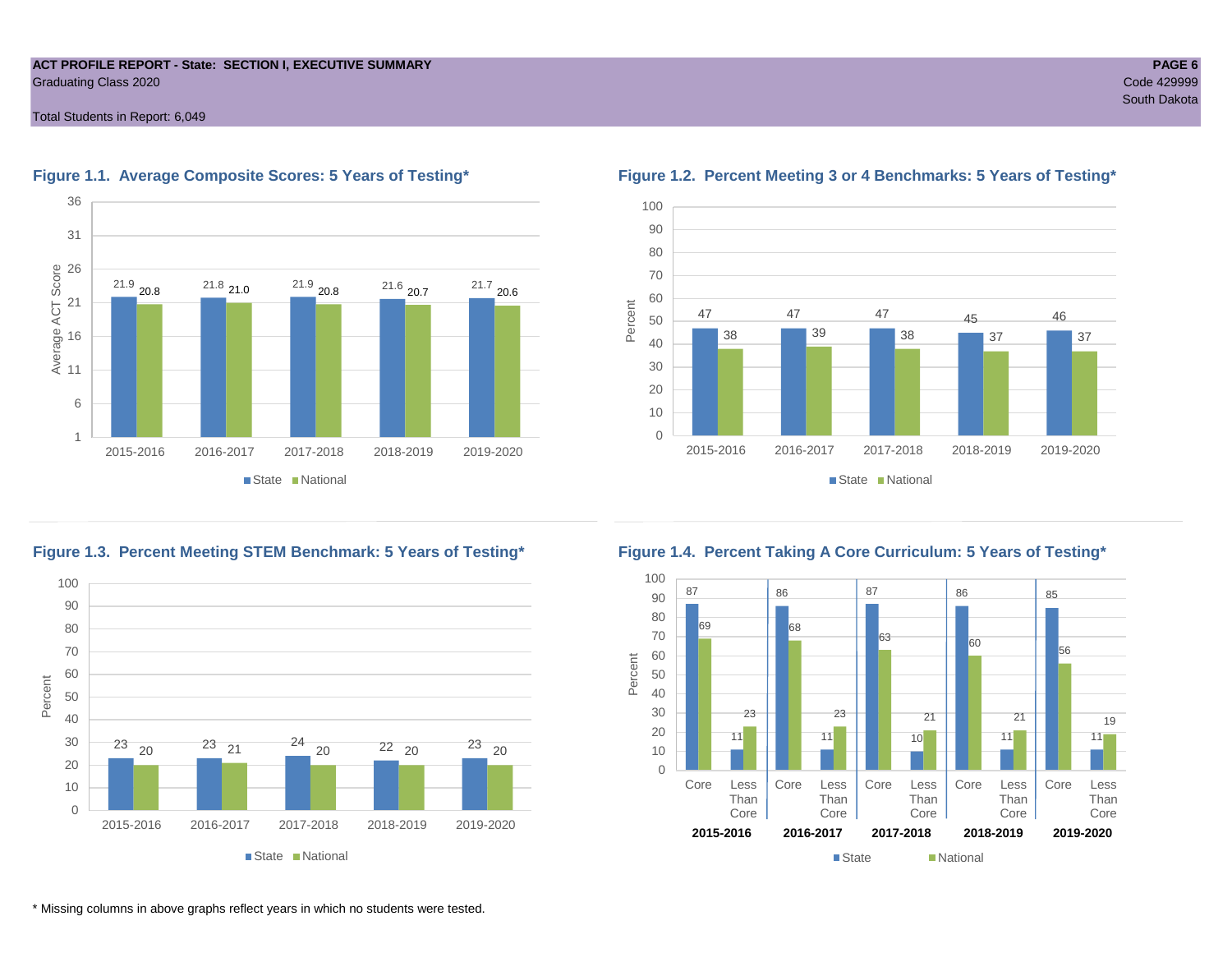**ACT PROFILE REPORT - State: SECTION I, EXECUTIVE SUMMARY**
Graduating Class 2020

Total Students in Report: 6,049

Code 429999
South Dakota

### Figure 1.1. Average Composite Scores: 5 Years of Testing*

| Year | State | National |
|---|---|---|
| 2015-2016 | 21.9 | 20.8 |
| 2016-2017 | 21.8 | 21.0 |
| 2017-2018 | 21.9 | 20.8 |
| 2018-2019 | 21.6 | 20.7 |
| 2019-2020 | 21.7 | 20.6 |

### Figure 1.2. Percent Meeting 3 or 4 Benchmarks: 5 Years of Testing*

| Year | State | National |
|---|---|---|
| 2015-2016 | 47 | 38 |
| 2016-2017 | 47 | 39 |
| 2017-2018 | 47 | 38 |
| 2018-2019 | 45 | 37 |
| 2019-2020 | 46 | 37 |

### Figure 1.3. Percent Meeting STEM Benchmark: 5 Years of Testing*

| Year | State | National |
|---|---|---|
| 2015-2016 | 23 | 20 |
| 2016-2017 | 23 | 21 |
| 2017-2018 | 24 | 20 |
| 2018-2019 | 22 | 20 |
| 2019-2020 | 23 | 20 |

### Figure 1.4. Percent Taking A Core Curriculum: 5 Years of Testing*

| Year | Curriculum | State | National |
|---|---|---|---|
| 2015-2016 | Core | 87 | 69 |
| 2015-2016 | Less Than Core | 11 | 23 |
| 2016-2017 | Core | 86 | 68 |
| 2016-2017 | Less Than Core | 11 | 23 |
| 2017-2018 | Core | 87 | 63 |
| 2017-2018 | Less Than Core | 10 | 21 |
| 2018-2019 | Core | 86 | 60 |
| 2018-2019 | Less Than Core | 11 | 21 |
| 2019-2020 | Core | 85 | 56 |
| 2019-2020 | Less Than Core | 11 | 19 |

* Missing columns in above graphs reflect years in which no students were tested.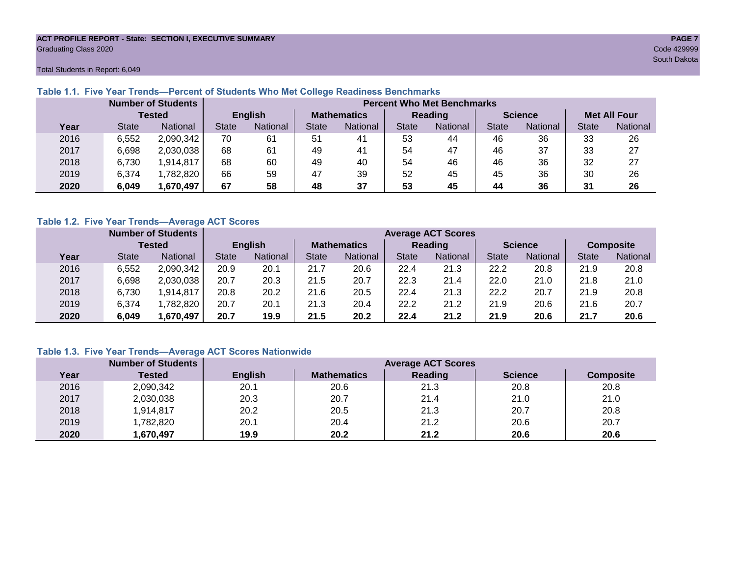**ACT PROFILE REPORT - State: SECTION I, EXECUTIVE SUMMARY**
Graduating Class 2020
Code 429999
South Dakota

Total Students in Report: 6,049

### Table 1.1. Five Year Trends—Percent of Students Who Met College Readiness Benchmarks

| | Number of Students Tested | | Percent Who Met Benchmarks | | | | | | | | | |
|---|---|---|---|---|---|---|---|---|---|---|---|---|
| | | | English | | Mathematics | | Reading | | Science | | Met All Four | |
| Year | State | National | State | National | State | National | State | National | State | National | State | National |
| 2016 | 6,552 | 2,090,342 | 70 | 61 | 51 | 41 | 53 | 44 | 46 | 36 | 33 | 26 |
| 2017 | 6,698 | 2,030,038 | 68 | 61 | 49 | 41 | 54 | 47 | 46 | 37 | 33 | 27 |
| 2018 | 6,730 | 1,914,817 | 68 | 60 | 49 | 40 | 54 | 46 | 46 | 36 | 32 | 27 |
| 2019 | 6,374 | 1,782,820 | 66 | 59 | 47 | 39 | 52 | 45 | 45 | 36 | 30 | 26 |
| **2020** | **6,049** | **1,670,497** | **67** | **58** | **48** | **37** | **53** | **45** | **44** | **36** | **31** | **26** |

### Table 1.2. Five Year Trends—Average ACT Scores

| | Number of Students Tested | | Average ACT Scores | | | | | | | | | |
|---|---|---|---|---|---|---|---|---|---|---|---|---|
| | | | English | | Mathematics | | Reading | | Science | | Composite | |
| Year | State | National | State | National | State | National | State | National | State | National | State | National |
| 2016 | 6,552 | 2,090,342 | 20.9 | 20.1 | 21.7 | 20.6 | 22.4 | 21.3 | 22.2 | 20.8 | 21.9 | 20.8 |
| 2017 | 6,698 | 2,030,038 | 20.7 | 20.3 | 21.5 | 20.7 | 22.3 | 21.4 | 22.0 | 21.0 | 21.8 | 21.0 |
| 2018 | 6,730 | 1,914,817 | 20.8 | 20.2 | 21.6 | 20.5 | 22.4 | 21.3 | 22.2 | 20.7 | 21.9 | 20.8 |
| 2019 | 6,374 | 1,782,820 | 20.7 | 20.1 | 21.3 | 20.4 | 22.2 | 21.2 | 21.9 | 20.6 | 21.6 | 20.7 |
| **2020** | **6,049** | **1,670,497** | **20.7** | **19.9** | **21.5** | **20.2** | **22.4** | **21.2** | **21.9** | **20.6** | **21.7** | **20.6** |

### Table 1.3. Five Year Trends—Average ACT Scores Nationwide

| | Number of Students | Average ACT Scores | | | | |
|---|---|---|---|---|---|---|
| Year | Tested | English | Mathematics | Reading | Science | Composite |
| 2016 | 2,090,342 | 20.1 | 20.6 | 21.3 | 20.8 | 20.8 |
| 2017 | 2,030,038 | 20.3 | 20.7 | 21.4 | 21.0 | 21.0 |
| 2018 | 1,914,817 | 20.2 | 20.5 | 21.3 | 20.7 | 20.8 |
| 2019 | 1,782,820 | 20.1 | 20.4 | 21.2 | 20.6 | 20.7 |
| **2020** | **1,670,497** | **19.9** | **20.2** | **21.2** | **20.6** | **20.6** |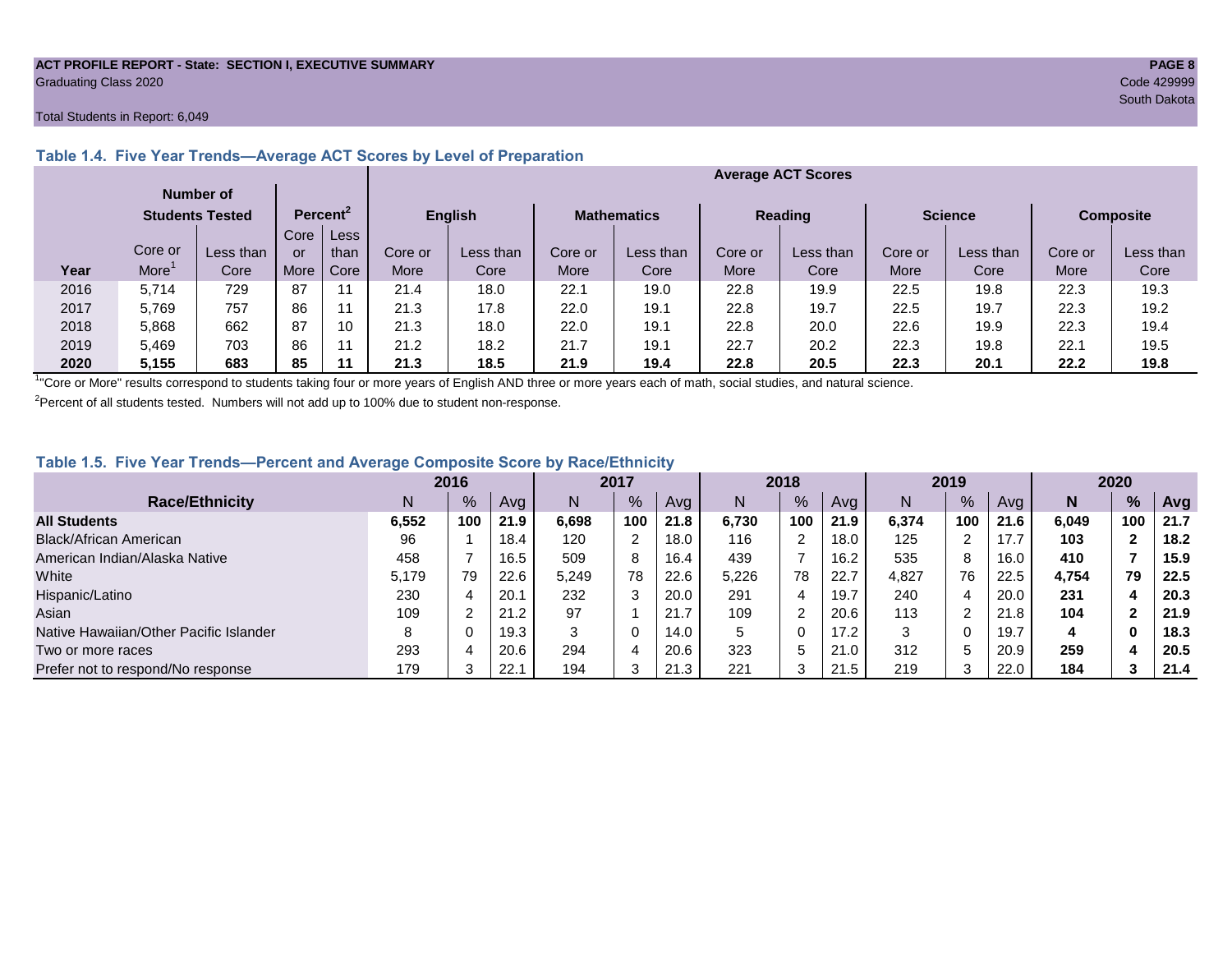**ACT PROFILE REPORT - State: SECTION I, EXECUTIVE SUMMARY**
Graduating Class 2020

Code 429999
South Dakota

Total Students in Report: 6,049

### Table 1.4. Five Year Trends—Average ACT Scores by Level of Preparation

| Year | Number of Students Tested | | Percent[2] | | Average ACT Scores: English | | Mathematics | | Reading | | Science | | Composite | |
|---|---|---|---|---|---|---|---|---|---|---|---|---|---|---|
| | Core or More[1] | Less than Core | Core or More | Less than Core | Core or More | Less than Core | Core or More | Less than Core | Core or More | Less than Core | Core or More | Less than Core | Core or More | Less than Core |
| 2016 | 5,714 | 729 | 87 | 11 | 21.4 | 18.0 | 22.1 | 19.0 | 22.8 | 19.9 | 22.5 | 19.8 | 22.3 | 19.3 |
| 2017 | 5,769 | 757 | 86 | 11 | 21.3 | 17.8 | 22.0 | 19.1 | 22.8 | 19.7 | 22.5 | 19.7 | 22.3 | 19.2 |
| 2018 | 5,868 | 662 | 87 | 10 | 21.3 | 18.0 | 22.0 | 19.1 | 22.8 | 20.0 | 22.6 | 19.9 | 22.3 | 19.4 |
| 2019 | 5,469 | 703 | 86 | 11 | 21.2 | 18.2 | 21.7 | 19.1 | 22.7 | 20.2 | 22.3 | 19.8 | 22.1 | 19.5 |
| **2020** | **5,155** | **683** | **85** | **11** | **21.3** | **18.5** | **21.9** | **19.4** | **22.8** | **20.5** | **22.3** | **20.1** | **22.2** | **19.8** |

[1] "Core or More" results correspond to students taking four or more years of English AND three or more years each of math, social studies, and natural science.

[2] Percent of all students tested. Numbers will not add up to 100% due to student non-response.

### Table 1.5. Five Year Trends—Percent and Average Composite Score by Race/Ethnicity

| Race/Ethnicity | 2016 | | | 2017 | | | 2018 | | | 2019 | | | 2020 | | |
|---|---|---|---|---|---|---|---|---|---|---|---|---|---|---|---|
| | N | % | Avg | N | % | Avg | N | % | Avg | N | % | Avg | **N** | **%** | **Avg** |
| **All Students** | **6,552** | **100** | **21.9** | **6,698** | **100** | **21.8** | **6,730** | **100** | **21.9** | **6,374** | **100** | **21.6** | **6,049** | **100** | **21.7** |
| Black/African American | 96 | 1 | 18.4 | 120 | 2 | 18.0 | 116 | 2 | 18.0 | 125 | 2 | 17.7 | **103** | **2** | **18.2** |
| American Indian/Alaska Native | 458 | 7 | 16.5 | 509 | 8 | 16.4 | 439 | 7 | 16.2 | 535 | 8 | 16.0 | **410** | **7** | **15.9** |
| White | 5,179 | 79 | 22.6 | 5,249 | 78 | 22.6 | 5,226 | 78 | 22.7 | 4,827 | 76 | 22.5 | **4,754** | **79** | **22.5** |
| Hispanic/Latino | 230 | 4 | 20.1 | 232 | 3 | 20.0 | 291 | 4 | 19.7 | 240 | 4 | 20.0 | **231** | **4** | **20.3** |
| Asian | 109 | 2 | 21.2 | 97 | 1 | 21.7 | 109 | 2 | 20.6 | 113 | 2 | 21.8 | **104** | **2** | **21.9** |
| Native Hawaiian/Other Pacific Islander | 8 | 0 | 19.3 | 3 | 0 | 14.0 | 5 | 0 | 17.2 | 3 | 0 | 19.7 | **4** | **0** | **18.3** |
| Two or more races | 293 | 4 | 20.6 | 294 | 4 | 20.6 | 323 | 5 | 21.0 | 312 | 5 | 20.9 | **259** | **4** | **20.5** |
| Prefer not to respond/No response | 179 | 3 | 22.1 | 194 | 3 | 21.3 | 221 | 3 | 21.5 | 219 | 3 | 22.0 | **184** | **3** | **21.4** |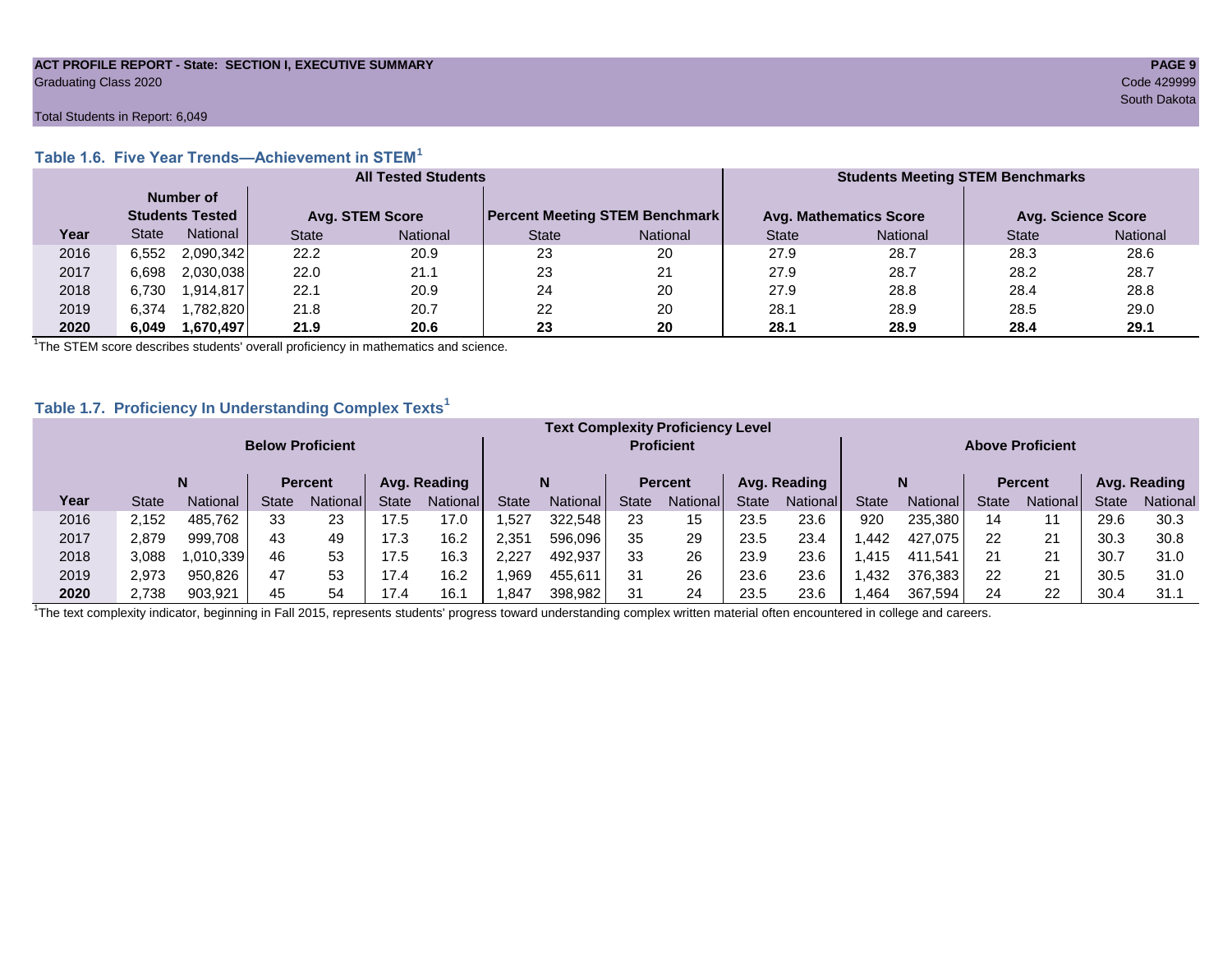ACT PROFILE REPORT - State: SECTION I, EXECUTIVE SUMMARY
Graduating Class 2020
Code 429999
South Dakota

Total Students in Report: 6,049

### Table 1.6. Five Year Trends—Achievement in STEM[1]

| | All Tested Students | | | | | | Students Meeting STEM Benchmarks | | | |
|---|---|---|---|---|---|---|---|---|---|---|
| | Number of Students Tested | | Avg. STEM Score | | Percent Meeting STEM Benchmark | | Avg. Mathematics Score | | Avg. Science Score | |
| Year | State | National | State | National | State | National | State | National | State | National |
| 2016 | 6,552 | 2,090,342 | 22.2 | 20.9 | 23 | 20 | 27.9 | 28.7 | 28.3 | 28.6 |
| 2017 | 6,698 | 2,030,038 | 22.0 | 21.1 | 23 | 21 | 27.9 | 28.7 | 28.2 | 28.7 |
| 2018 | 6,730 | 1,914,817 | 22.1 | 20.9 | 24 | 20 | 27.9 | 28.8 | 28.4 | 28.8 |
| 2019 | 6,374 | 1,782,820 | 21.8 | 20.7 | 22 | 20 | 28.1 | 28.9 | 28.5 | 29.0 |
| **2020** | **6,049** | **1,670,497** | **21.9** | **20.6** | **23** | **20** | **28.1** | **28.9** | **28.4** | **29.1** |

[1]The STEM score describes students' overall proficiency in mathematics and science.

### Table 1.7. Proficiency In Understanding Complex Texts[1]

| | Text Complexity Proficiency Level | | | | | | | | | | | | | | | | | |
|---|---|---|---|---|---|---|---|---|---|---|---|---|---|---|---|---|---|---|
| | Below Proficient | | | | | | Proficient | | | | | | Above Proficient | | | | | |
| | N | | Percent | | Avg. Reading | | N | | Percent | | Avg. Reading | | N | | Percent | | Avg. Reading | |
| Year | State | National | State | National | State | National | State | National | State | National | State | National | State | National | State | National | State | National |
| 2016 | 2,152 | 485,762 | 33 | 23 | 17.5 | 17.0 | 1,527 | 322,548 | 23 | 15 | 23.5 | 23.6 | 920 | 235,380 | 14 | 11 | 29.6 | 30.3 |
| 2017 | 2,879 | 999,708 | 43 | 49 | 17.3 | 16.2 | 2,351 | 596,096 | 35 | 29 | 23.5 | 23.4 | 1,442 | 427,075 | 22 | 21 | 30.3 | 30.8 |
| 2018 | 3,088 | 1,010,339 | 46 | 53 | 17.5 | 16.3 | 2,227 | 492,937 | 33 | 26 | 23.9 | 23.6 | 1,415 | 411,541 | 21 | 21 | 30.7 | 31.0 |
| 2019 | 2,973 | 950,826 | 47 | 53 | 17.4 | 16.2 | 1,969 | 455,611 | 31 | 26 | 23.6 | 23.6 | 1,432 | 376,383 | 22 | 21 | 30.5 | 31.0 |
| **2020** | 2,738 | 903,921 | 45 | 54 | 17.4 | 16.1 | 1,847 | 398,982 | 31 | 24 | 23.5 | 23.6 | 1,464 | 367,594 | 24 | 22 | 30.4 | 31.1 |

[1]The text complexity indicator, beginning in Fall 2015, represents students' progress toward understanding complex written material often encountered in college and careers.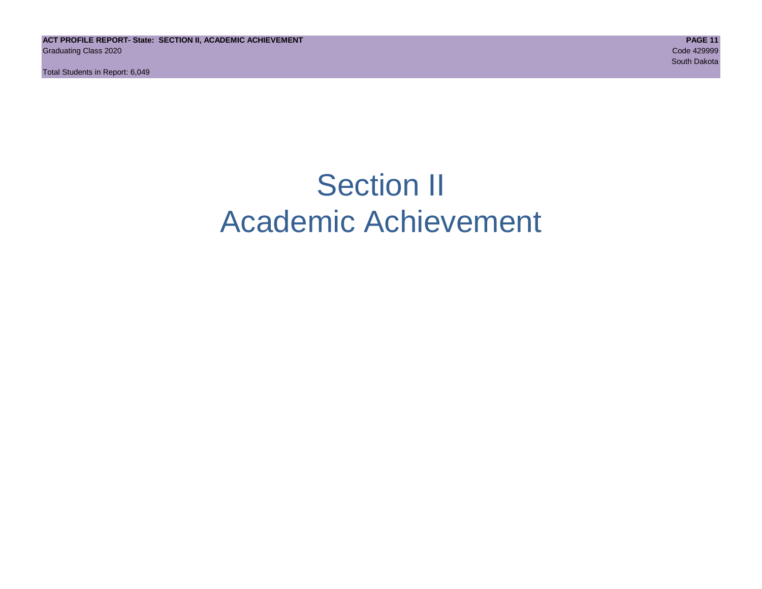# Section II
# Academic Achievement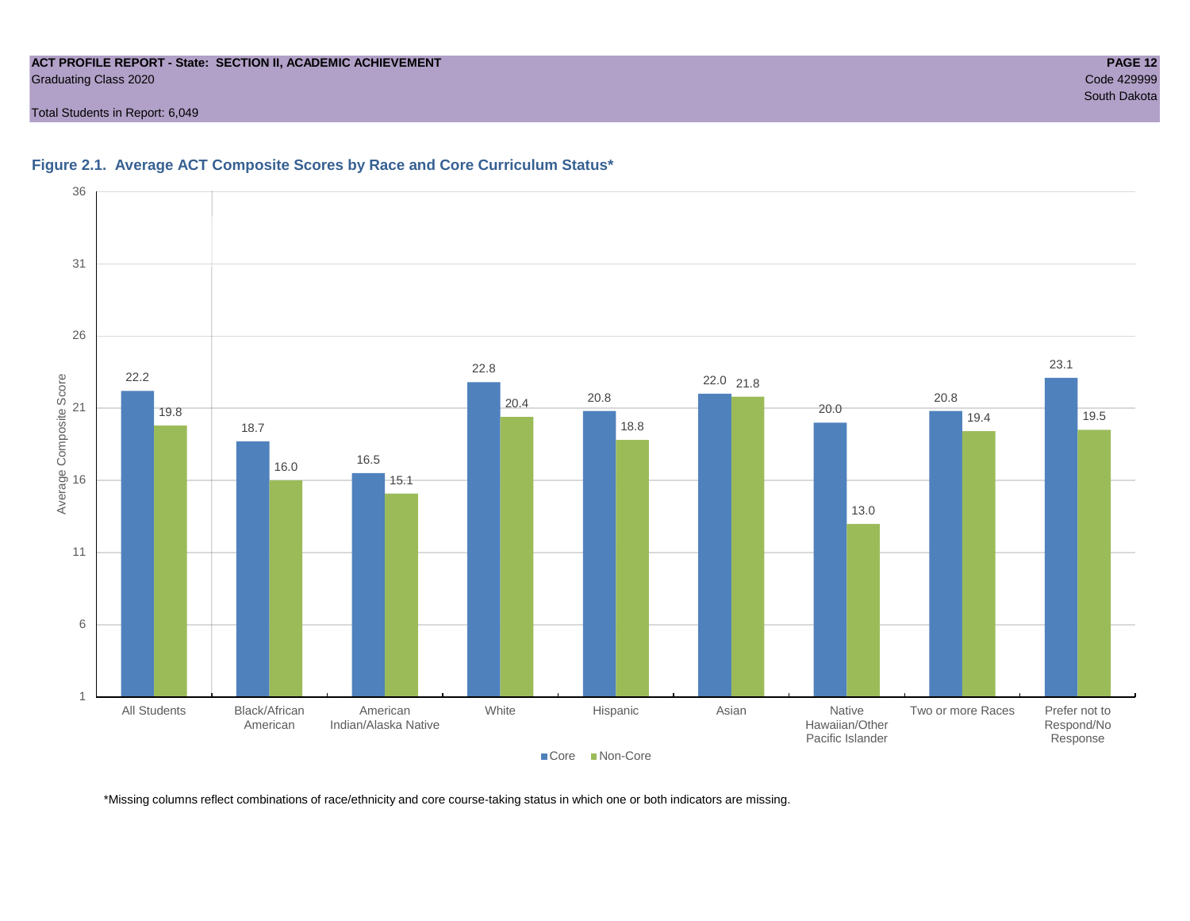**Figure 2.1. Average ACT Composite Scores by Race and Core Curriculum Status***

| | Core | Non-Core |
|---|---|---|
| All Students | 22.2 | 19.8 |
| Black/African American | 18.7 | 16.0 |
| American Indian/Alaska Native | 16.5 | 15.1 |
| White | 22.8 | 20.4 |
| Hispanic | 20.8 | 18.8 |
| Asian | 22.0 | 21.8 |
| Native Hawaiian/Other Pacific Islander | 20.0 | 13.0 |
| Two or more Races | 20.8 | 19.4 |
| Prefer not to Respond/No Response | 23.1 | 19.5 |

*Missing columns reflect combinations of race/ethnicity and core course-taking status in which one or both indicators are missing.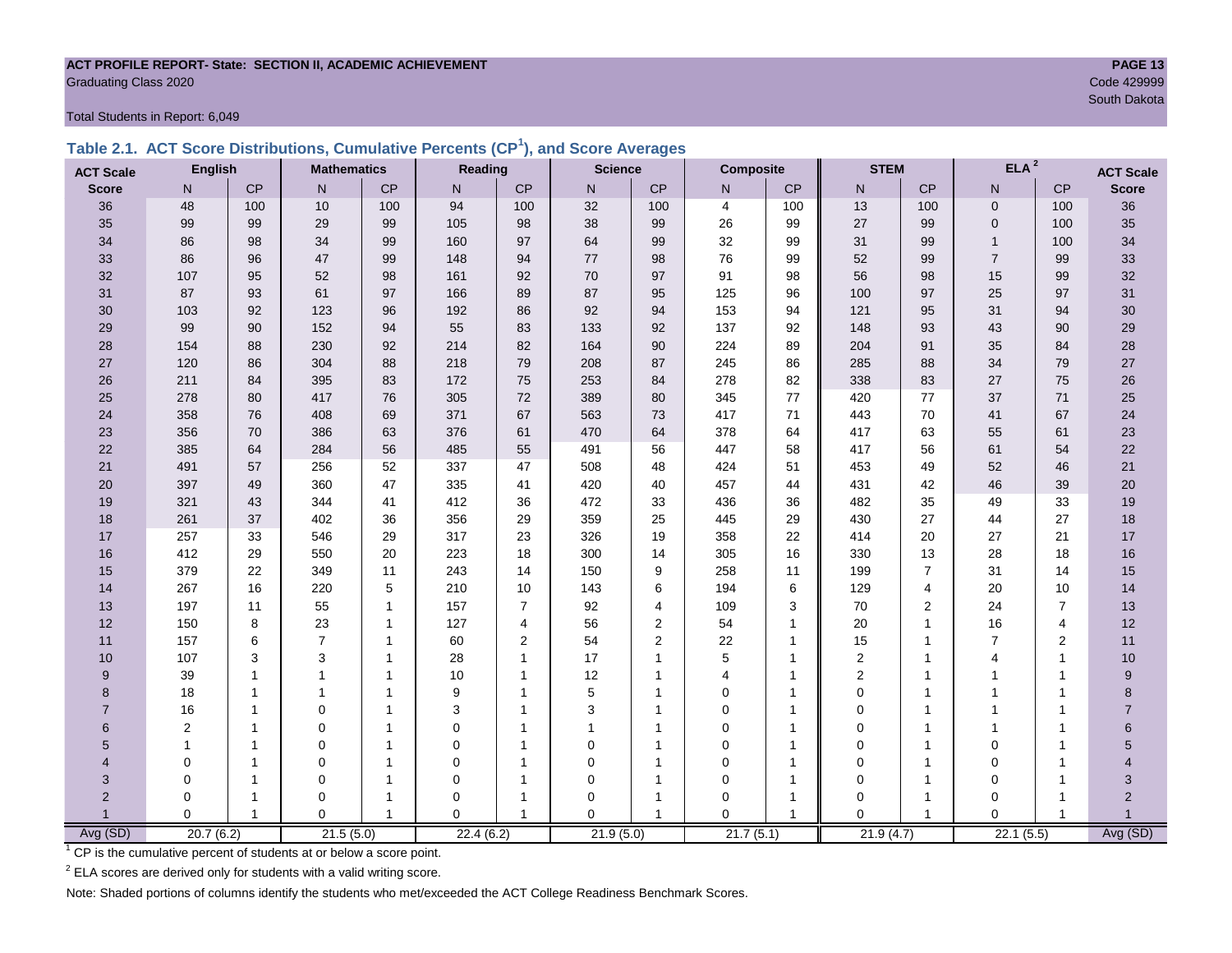**ACT PROFILE REPORT- State: SECTION II, ACADEMIC ACHIEVEMENT**
Graduating Class 2020

Code 429999
South Dakota

Total Students in Report: 6,049

### Table 2.1. ACT Score Distributions, Cumulative Percents (CP[1]), and Score Averages

| ACT Scale | English | | Mathematics | | Reading | | Science | | Composite | | STEM | | ELA[2] | | ACT Scale |
|---|---|---|---|---|---|---|---|---|---|---|---|---|---|---|---|
| Score | N | CP | N | CP | N | CP | N | CP | N | CP | N | CP | N | CP | Score |
| 36 | 48 | 100 | 10 | 100 | 94 | 100 | 32 | 100 | 4 | 100 | 13 | 100 | 0 | 100 | 36 |
| 35 | 99 | 99 | 29 | 99 | 105 | 98 | 38 | 99 | 26 | 99 | 27 | 99 | 0 | 100 | 35 |
| 34 | 86 | 98 | 34 | 99 | 160 | 97 | 64 | 99 | 32 | 99 | 31 | 99 | 1 | 100 | 34 |
| 33 | 86 | 96 | 47 | 99 | 148 | 94 | 77 | 98 | 76 | 99 | 52 | 99 | 7 | 99 | 33 |
| 32 | 107 | 95 | 52 | 98 | 161 | 92 | 70 | 97 | 91 | 98 | 56 | 98 | 15 | 99 | 32 |
| 31 | 87 | 93 | 61 | 97 | 166 | 89 | 87 | 95 | 125 | 96 | 100 | 97 | 25 | 97 | 31 |
| 30 | 103 | 92 | 123 | 96 | 192 | 86 | 92 | 94 | 153 | 94 | 121 | 95 | 31 | 94 | 30 |
| 29 | 99 | 90 | 152 | 94 | 55 | 83 | 133 | 92 | 137 | 92 | 148 | 93 | 43 | 90 | 29 |
| 28 | 154 | 88 | 230 | 92 | 214 | 82 | 164 | 90 | 224 | 89 | 204 | 91 | 35 | 84 | 28 |
| 27 | 120 | 86 | 304 | 88 | 218 | 79 | 208 | 87 | 245 | 86 | 285 | 88 | 34 | 79 | 27 |
| 26 | 211 | 84 | 395 | 83 | 172 | 75 | 253 | 84 | 278 | 82 | 338 | 83 | 27 | 75 | 26 |
| 25 | 278 | 80 | 417 | 76 | 305 | 72 | 389 | 80 | 345 | 77 | 420 | 77 | 37 | 71 | 25 |
| 24 | 358 | 76 | 408 | 69 | 371 | 67 | 563 | 73 | 417 | 71 | 443 | 70 | 41 | 67 | 24 |
| 23 | 356 | 70 | 386 | 63 | 376 | 61 | 470 | 64 | 378 | 64 | 417 | 63 | 55 | 61 | 23 |
| 22 | 385 | 64 | 284 | 56 | 485 | 55 | 491 | 56 | 447 | 58 | 417 | 56 | 61 | 54 | 22 |
| 21 | 491 | 57 | 256 | 52 | 337 | 47 | 508 | 48 | 424 | 51 | 453 | 49 | 52 | 46 | 21 |
| 20 | 397 | 49 | 360 | 47 | 335 | 41 | 420 | 40 | 457 | 44 | 431 | 42 | 46 | 39 | 20 |
| 19 | 321 | 43 | 344 | 41 | 412 | 36 | 472 | 33 | 436 | 36 | 482 | 35 | 49 | 33 | 19 |
| 18 | 261 | 37 | 402 | 36 | 356 | 29 | 359 | 25 | 445 | 29 | 430 | 27 | 44 | 27 | 18 |
| 17 | 257 | 33 | 546 | 29 | 317 | 23 | 326 | 19 | 358 | 22 | 414 | 20 | 27 | 21 | 17 |
| 16 | 412 | 29 | 550 | 20 | 223 | 18 | 300 | 14 | 305 | 16 | 330 | 13 | 28 | 18 | 16 |
| 15 | 379 | 22 | 349 | 11 | 243 | 14 | 150 | 9 | 258 | 11 | 199 | 7 | 31 | 14 | 15 |
| 14 | 267 | 16 | 220 | 5 | 210 | 10 | 143 | 6 | 194 | 6 | 129 | 4 | 20 | 10 | 14 |
| 13 | 197 | 11 | 55 | 1 | 157 | 7 | 92 | 4 | 109 | 3 | 70 | 2 | 24 | 7 | 13 |
| 12 | 150 | 8 | 23 | 1 | 127 | 4 | 56 | 2 | 54 | 1 | 20 | 1 | 16 | 4 | 12 |
| 11 | 157 | 6 | 7 | 1 | 60 | 2 | 54 | 2 | 22 | 1 | 15 | 1 | 7 | 2 | 11 |
| 10 | 107 | 3 | 3 | 1 | 28 | 1 | 17 | 1 | 5 | 1 | 2 | 1 | 4 | 1 | 10 |
| 9 | 39 | 1 | 1 | 1 | 10 | 1 | 12 | 1 | 4 | 1 | 2 | 1 | 1 | 1 | 9 |
| 8 | 18 | 1 | 1 | 1 | 9 | 1 | 5 | 1 | 0 | 1 | 0 | 1 | 1 | 1 | 8 |
| 7 | 16 | 1 | 0 | 1 | 3 | 1 | 3 | 1 | 0 | 1 | 0 | 1 | 1 | 1 | 7 |
| 6 | 2 | 1 | 0 | 1 | 0 | 1 | 1 | 1 | 0 | 1 | 0 | 1 | 1 | 1 | 6 |
| 5 | 1 | 1 | 0 | 1 | 0 | 1 | 0 | 1 | 0 | 1 | 0 | 1 | 0 | 1 | 5 |
| 4 | 0 | 1 | 0 | 1 | 0 | 1 | 0 | 1 | 0 | 1 | 0 | 1 | 0 | 1 | 4 |
| 3 | 0 | 1 | 0 | 1 | 0 | 1 | 0 | 1 | 0 | 1 | 0 | 1 | 0 | 1 | 3 |
| 2 | 0 | 1 | 0 | 1 | 0 | 1 | 0 | 1 | 0 | 1 | 0 | 1 | 0 | 1 | 2 |
| 1 | 0 | 1 | 0 | 1 | 0 | 1 | 0 | 1 | 0 | 1 | 0 | 1 | 0 | 1 | 1 |
| Avg (SD) | 20.7 (6.2) | | 21.5 (5.0) | | 22.4 (6.2) | | 21.9 (5.0) | | 21.7 (5.1) | | 21.9 (4.7) | | 22.1 (5.5) | | Avg (SD) |

[1] CP is the cumulative percent of students at or below a score point.

[2] ELA scores are derived only for students with a valid writing score.

Note: Shaded portions of columns identify the students who met/exceeded the ACT College Readiness Benchmark Scores.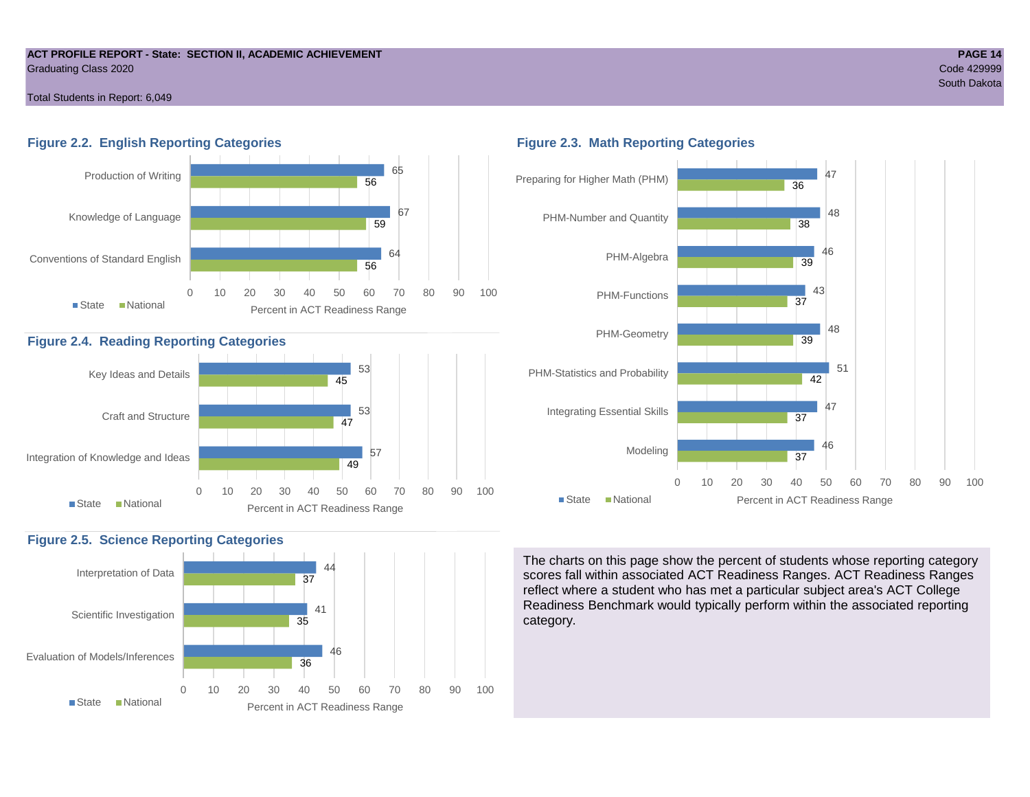**ACT PROFILE REPORT - State: SECTION II, ACADEMIC ACHIEVEMENT**
Graduating Class 2020

Total Students in Report: 6,049

Code 429999
South Dakota

## Figure 2.2. English Reporting Categories

| Category | State | National |
|---|---|---|
| Production of Writing | 65 | 56 |
| Knowledge of Language | 67 | 59 |
| Conventions of Standard English | 64 | 56 |

Percent in ACT Readiness Range

## Figure 2.3. Math Reporting Categories

| Category | State | National |
|---|---|---|
| Preparing for Higher Math (PHM) | 47 | 36 |
| PHM-Number and Quantity | 48 | 38 |
| PHM-Algebra | 46 | 39 |
| PHM-Functions | 43 | 37 |
| PHM-Geometry | 48 | 39 |
| PHM-Statistics and Probability | 51 | 42 |
| Integrating Essential Skills | 47 | 37 |
| Modeling | 46 | 37 |

Percent in ACT Readiness Range

## Figure 2.4. Reading Reporting Categories

| Category | State | National |
|---|---|---|
| Key Ideas and Details | 53 | 45 |
| Craft and Structure | 53 | 47 |
| Integration of Knowledge and Ideas | 57 | 49 |

Percent in ACT Readiness Range

## Figure 2.5. Science Reporting Categories

| Category | State | National |
|---|---|---|
| Interpretation of Data | 44 | 37 |
| Scientific Investigation | 41 | 35 |
| Evaluation of Models/Inferences | 46 | 36 |

Percent in ACT Readiness Range

The charts on this page show the percent of students whose reporting category scores fall within associated ACT Readiness Ranges. ACT Readiness Ranges reflect where a student who has met a particular subject area's ACT College Readiness Benchmark would typically perform within the associated reporting category.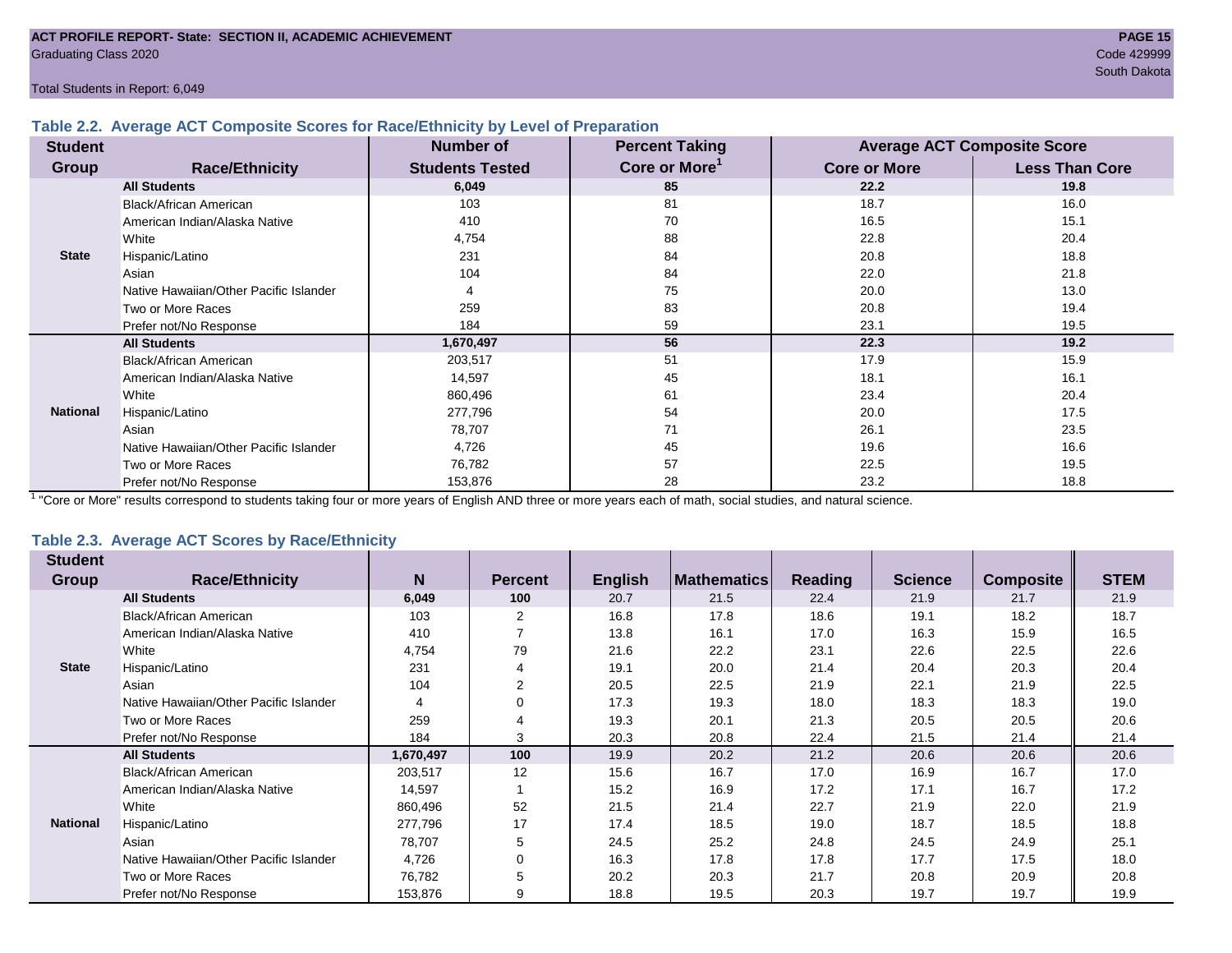Total Students in Report: 6,049

### Table 2.2. Average ACT Composite Scores for Race/Ethnicity by Level of Preparation

| Student Group | Race/Ethnicity | Number of Students Tested | Percent Taking Core or More[1] | Average ACT Composite Score | |
|---|---|---|---|---|---|
| | | | | Core or More | Less Than Core |
| State | **All Students** | **6,049** | **85** | **22.2** | **19.8** |
| | Black/African American | 103 | 81 | 18.7 | 16.0 |
| | American Indian/Alaska Native | 410 | 70 | 16.5 | 15.1 |
| | White | 4,754 | 88 | 22.8 | 20.4 |
| | Hispanic/Latino | 231 | 84 | 20.8 | 18.8 |
| | Asian | 104 | 84 | 22.0 | 21.8 |
| | Native Hawaiian/Other Pacific Islander | 4 | 75 | 20.0 | 13.0 |
| | Two or More Races | 259 | 83 | 20.8 | 19.4 |
| | Prefer not/No Response | 184 | 59 | 23.1 | 19.5 |
| National | **All Students** | **1,670,497** | **56** | **22.3** | **19.2** |
| | Black/African American | 203,517 | 51 | 17.9 | 15.9 |
| | American Indian/Alaska Native | 14,597 | 45 | 18.1 | 16.1 |
| | White | 860,496 | 61 | 23.4 | 20.4 |
| | Hispanic/Latino | 277,796 | 54 | 20.0 | 17.5 |
| | Asian | 78,707 | 71 | 26.1 | 23.5 |
| | Native Hawaiian/Other Pacific Islander | 4,726 | 45 | 19.6 | 16.6 |
| | Two or More Races | 76,782 | 57 | 22.5 | 19.5 |
| | Prefer not/No Response | 153,876 | 28 | 23.2 | 18.8 |

[1] "Core or More" results correspond to students taking four or more years of English AND three or more years each of math, social studies, and natural science.

### Table 2.3. Average ACT Scores by Race/Ethnicity

| Student Group | Race/Ethnicity | N | Percent | English | Mathematics | Reading | Science | Composite | STEM |
|---|---|---|---|---|---|---|---|---|---|
| State | **All Students** | **6,049** | **100** | 20.7 | 21.5 | 22.4 | 21.9 | 21.7 | 21.9 |
| | Black/African American | 103 | 2 | 16.8 | 17.8 | 18.6 | 19.1 | 18.2 | 18.7 |
| | American Indian/Alaska Native | 410 | 7 | 13.8 | 16.1 | 17.0 | 16.3 | 15.9 | 16.5 |
| | White | 4,754 | 79 | 21.6 | 22.2 | 23.1 | 22.6 | 22.5 | 22.6 |
| | Hispanic/Latino | 231 | 4 | 19.1 | 20.0 | 21.4 | 20.4 | 20.3 | 20.4 |
| | Asian | 104 | 2 | 20.5 | 22.5 | 21.9 | 22.1 | 21.9 | 22.5 |
| | Native Hawaiian/Other Pacific Islander | 4 | 0 | 17.3 | 19.3 | 18.0 | 18.3 | 18.3 | 19.0 |
| | Two or More Races | 259 | 4 | 19.3 | 20.1 | 21.3 | 20.5 | 20.5 | 20.6 |
| | Prefer not/No Response | 184 | 3 | 20.3 | 20.8 | 22.4 | 21.5 | 21.4 | 21.4 |
| National | **All Students** | **1,670,497** | **100** | 19.9 | 20.2 | 21.2 | 20.6 | 20.6 | 20.6 |
| | Black/African American | 203,517 | 12 | 15.6 | 16.7 | 17.0 | 16.9 | 16.7 | 17.0 |
| | American Indian/Alaska Native | 14,597 | 1 | 15.2 | 16.9 | 17.2 | 17.1 | 16.7 | 17.2 |
| | White | 860,496 | 52 | 21.5 | 21.4 | 22.7 | 21.9 | 22.0 | 21.9 |
| | Hispanic/Latino | 277,796 | 17 | 17.4 | 18.5 | 19.0 | 18.7 | 18.5 | 18.8 |
| | Asian | 78,707 | 5 | 24.5 | 25.2 | 24.8 | 24.5 | 24.9 | 25.1 |
| | Native Hawaiian/Other Pacific Islander | 4,726 | 0 | 16.3 | 17.8 | 17.8 | 17.7 | 17.5 | 18.0 |
| | Two or More Races | 76,782 | 5 | 20.2 | 20.3 | 21.7 | 20.8 | 20.9 | 20.8 |
| | Prefer not/No Response | 153,876 | 9 | 18.8 | 19.5 | 20.3 | 19.7 | 19.7 | 19.9 |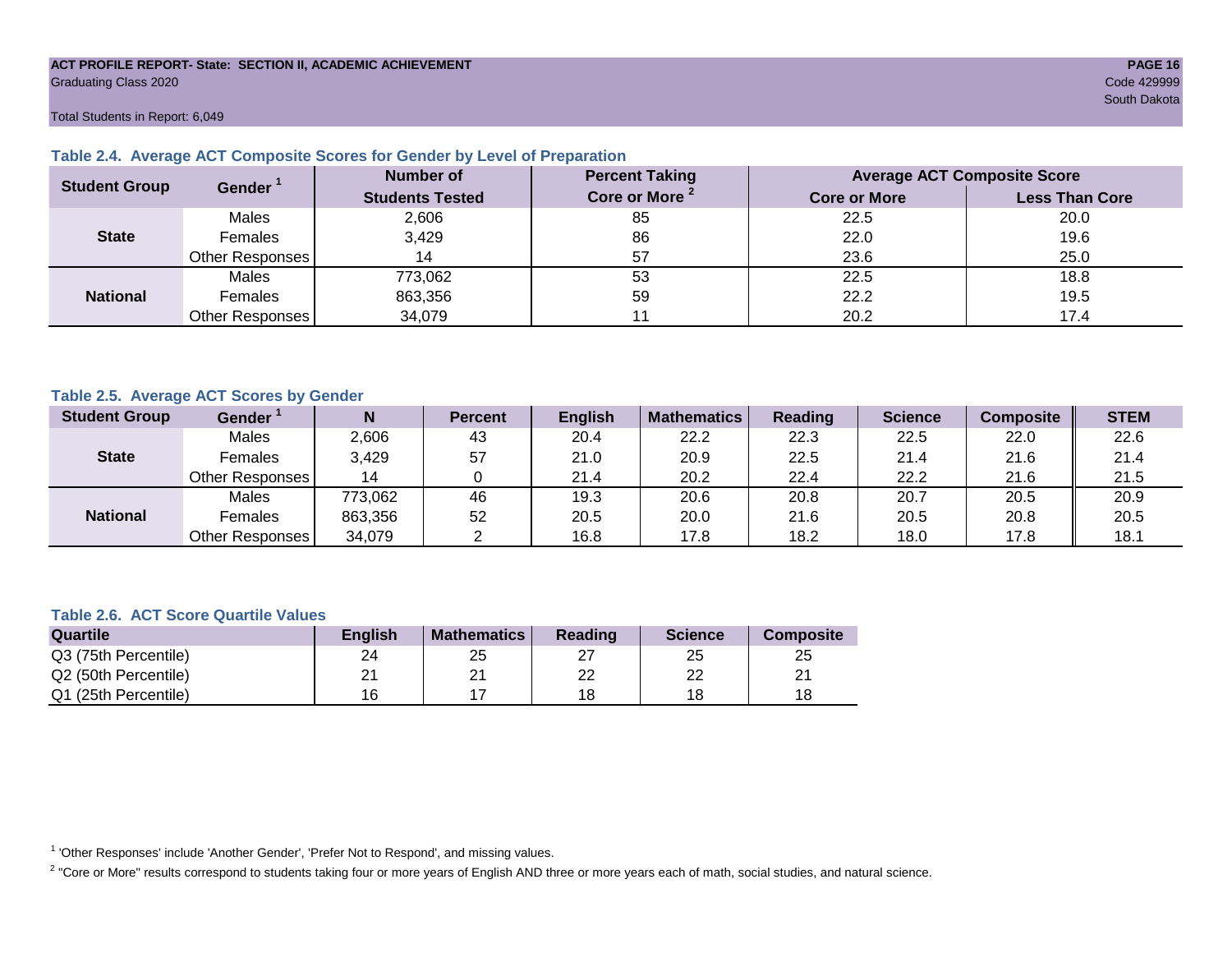ACT PROFILE REPORT- State: SECTION II, ACADEMIC ACHIEVEMENT
Graduating Class 2020
Code 429999
South Dakota

Total Students in Report: 6,049

### Table 2.4. Average ACT Composite Scores for Gender by Level of Preparation

| Student Group | Gender [1] | Number of Students Tested | Percent Taking Core or More [2] | Average ACT Composite Score | |
|---|---|---|---|---|---|
| | | | | Core or More | Less Than Core |
| State | Males | 2,606 | 85 | 22.5 | 20.0 |
| | Females | 3,429 | 86 | 22.0 | 19.6 |
| | Other Responses | 14 | 57 | 23.6 | 25.0 |
| National | Males | 773,062 | 53 | 22.5 | 18.8 |
| | Females | 863,356 | 59 | 22.2 | 19.5 |
| | Other Responses | 34,079 | 11 | 20.2 | 17.4 |

### Table 2.5. Average ACT Scores by Gender

| Student Group | Gender [1] | N | Percent | English | Mathematics | Reading | Science | Composite | STEM |
|---|---|---|---|---|---|---|---|---|---|
| State | Males | 2,606 | 43 | 20.4 | 22.2 | 22.3 | 22.5 | 22.0 | 22.6 |
| | Females | 3,429 | 57 | 21.0 | 20.9 | 22.5 | 21.4 | 21.6 | 21.4 |
| | Other Responses | 14 | 0 | 21.4 | 20.2 | 22.4 | 22.2 | 21.6 | 21.5 |
| National | Males | 773,062 | 46 | 19.3 | 20.6 | 20.8 | 20.7 | 20.5 | 20.9 |
| | Females | 863,356 | 52 | 20.5 | 20.0 | 21.6 | 20.5 | 20.8 | 20.5 |
| | Other Responses | 34,079 | 2 | 16.8 | 17.8 | 18.2 | 18.0 | 17.8 | 18.1 |

### Table 2.6. ACT Score Quartile Values

| Quartile | English | Mathematics | Reading | Science | Composite |
|---|---|---|---|---|---|
| Q3 (75th Percentile) | 24 | 25 | 27 | 25 | 25 |
| Q2 (50th Percentile) | 21 | 21 | 22 | 22 | 21 |
| Q1 (25th Percentile) | 16 | 17 | 18 | 18 | 18 |

[1] 'Other Responses' include 'Another Gender', 'Prefer Not to Respond', and missing values.

[2] "Core or More" results correspond to students taking four or more years of English AND three or more years each of math, social studies, and natural science.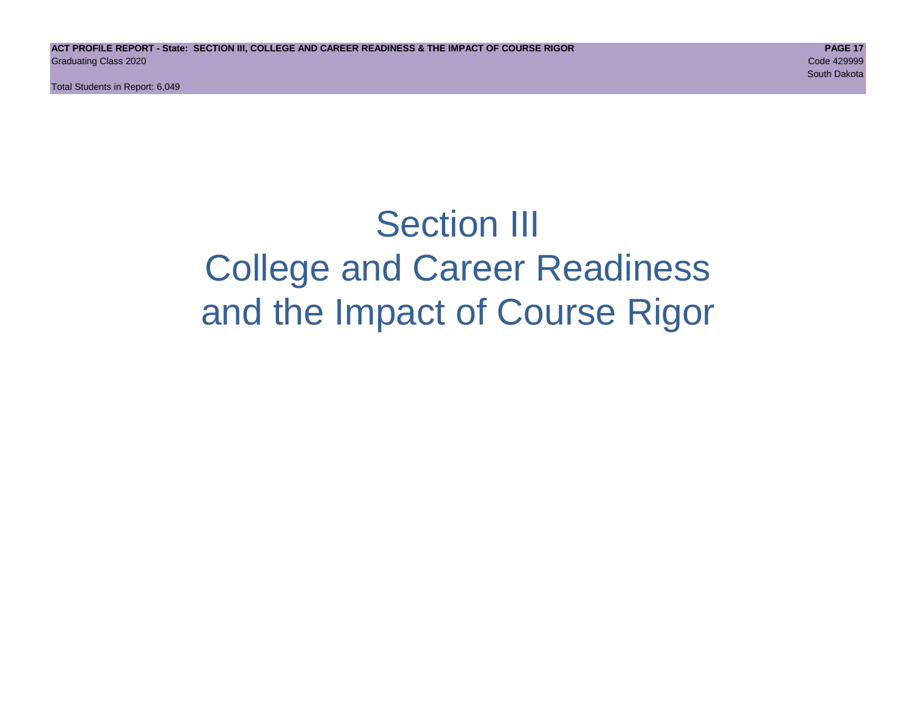# Section III
# College and Career Readiness
# and the Impact of Course Rigor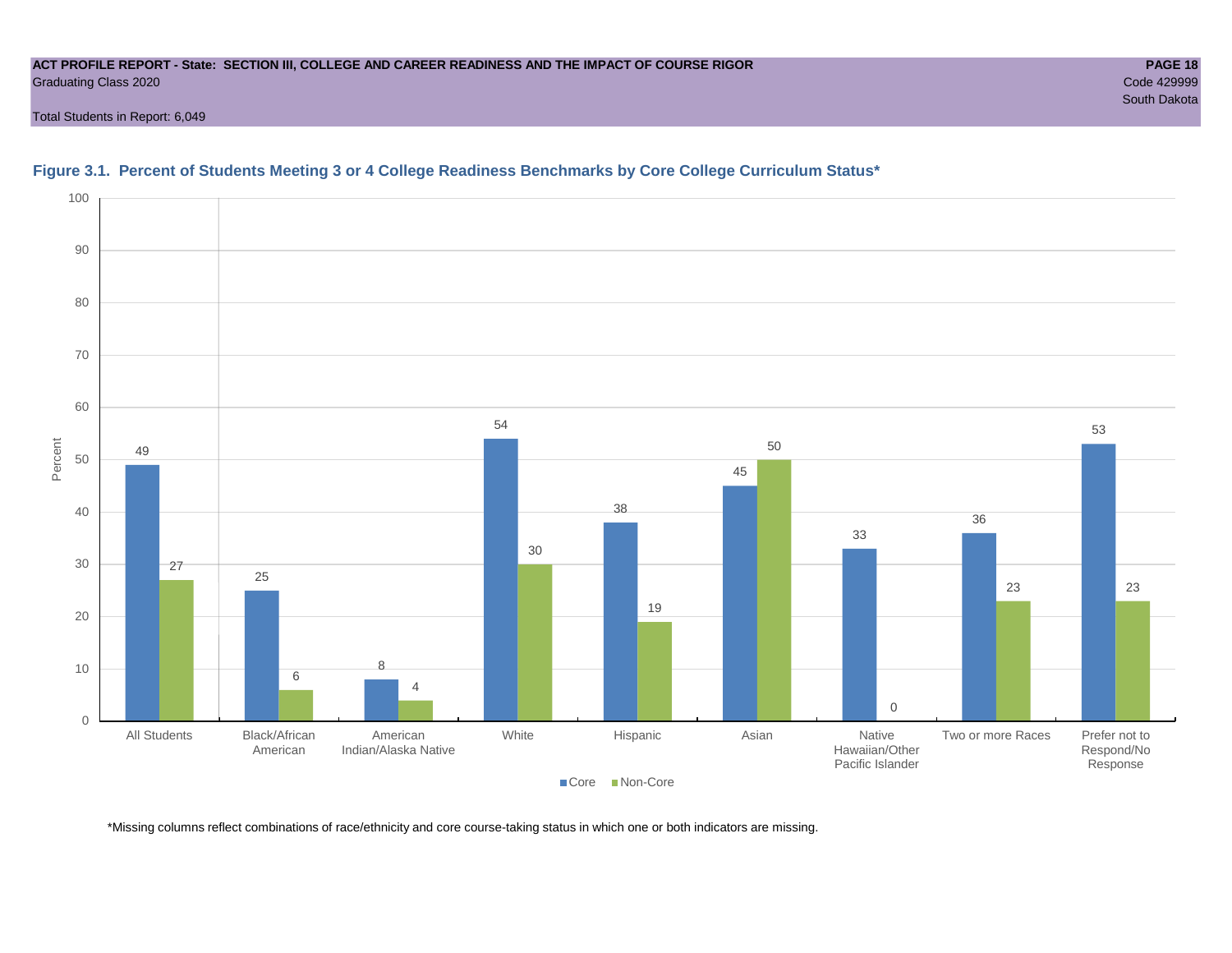**ACT PROFILE REPORT - State: SECTION III, COLLEGE AND CAREER READINESS AND THE IMPACT OF COURSE RIGOR**

Graduating Class 2020

Code 429999

South Dakota

Total Students in Report: 6,049

### Figure 3.1. Percent of Students Meeting 3 or 4 College Readiness Benchmarks by Core College Curriculum Status*

| Group | Core | Non-Core |
|---|---|---|
| All Students | 49 | 27 |
| Black/African American | 25 | 6 |
| American Indian/Alaska Native | 8 | 4 |
| White | 54 | 30 |
| Hispanic | 38 | 19 |
| Asian | 45 | 50 |
| Native Hawaiian/Other Pacific Islander | 33 | 0 |
| Two or more Races | 36 | 23 |
| Prefer not to Respond/No Response | 53 | 23 |

*Missing columns reflect combinations of race/ethnicity and core course-taking status in which one or both indicators are missing.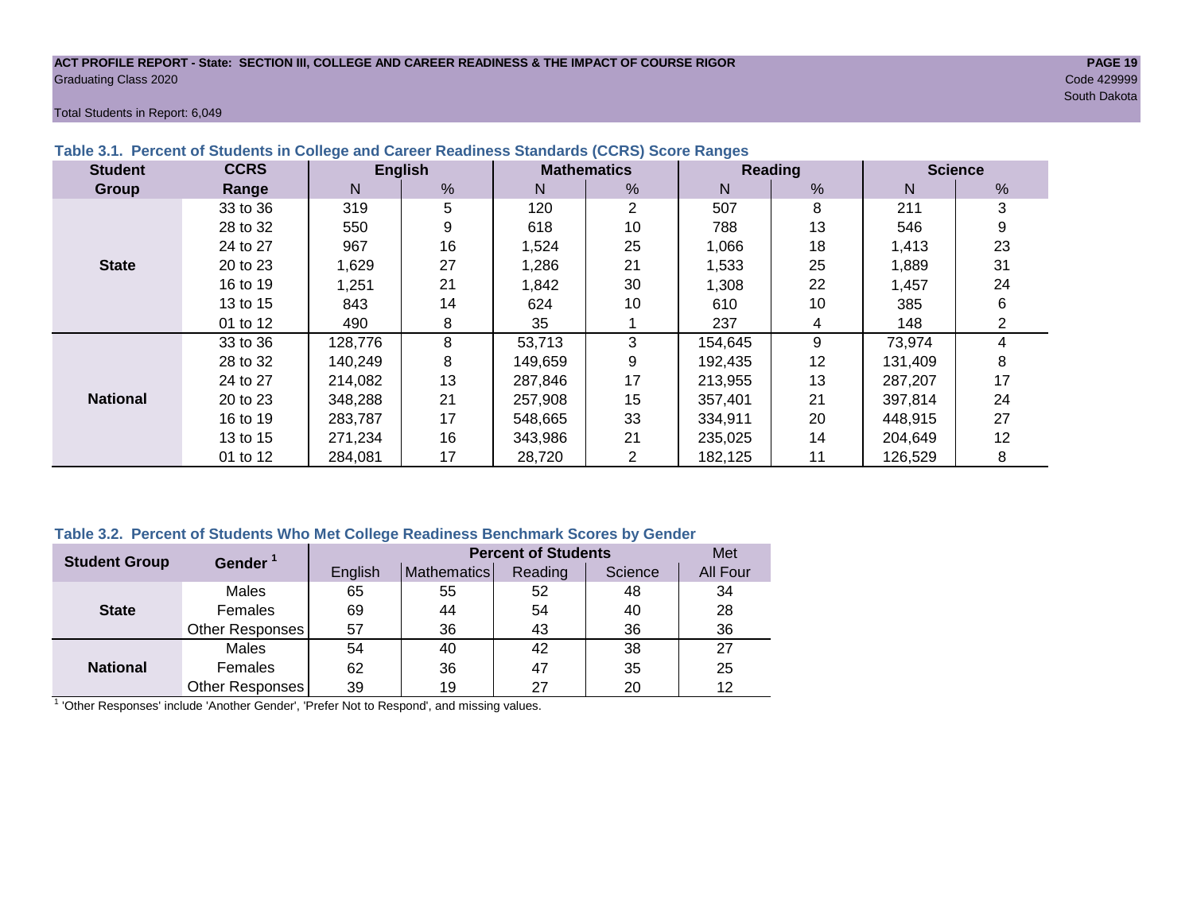**ACT PROFILE REPORT - State: SECTION III, COLLEGE AND CAREER READINESS & THE IMPACT OF COURSE RIGOR**
Graduating Class 2020
Code 429999
South Dakota

Total Students in Report: 6,049

### Table 3.1. Percent of Students in College and Career Readiness Standards (CCRS) Score Ranges

| Student Group | CCRS Range | English N | English % | Mathematics N | Mathematics % | Reading N | Reading % | Science N | Science % |
|---|---|---|---|---|---|---|---|---|---|
| State | 33 to 36 | 319 | 5 | 120 | 2 | 507 | 8 | 211 | 3 |
| | 28 to 32 | 550 | 9 | 618 | 10 | 788 | 13 | 546 | 9 |
| | 24 to 27 | 967 | 16 | 1,524 | 25 | 1,066 | 18 | 1,413 | 23 |
| | 20 to 23 | 1,629 | 27 | 1,286 | 21 | 1,533 | 25 | 1,889 | 31 |
| | 16 to 19 | 1,251 | 21 | 1,842 | 30 | 1,308 | 22 | 1,457 | 24 |
| | 13 to 15 | 843 | 14 | 624 | 10 | 610 | 10 | 385 | 6 |
| | 01 to 12 | 490 | 8 | 35 | 1 | 237 | 4 | 148 | 2 |
| National | 33 to 36 | 128,776 | 8 | 53,713 | 3 | 154,645 | 9 | 73,974 | 4 |
| | 28 to 32 | 140,249 | 8 | 149,659 | 9 | 192,435 | 12 | 131,409 | 8 |
| | 24 to 27 | 214,082 | 13 | 287,846 | 17 | 213,955 | 13 | 287,207 | 17 |
| | 20 to 23 | 348,288 | 21 | 257,908 | 15 | 357,401 | 21 | 397,814 | 24 |
| | 16 to 19 | 283,787 | 17 | 548,665 | 33 | 334,911 | 20 | 448,915 | 27 |
| | 13 to 15 | 271,234 | 16 | 343,986 | 21 | 235,025 | 14 | 204,649 | 12 |
| | 01 to 12 | 284,081 | 17 | 28,720 | 2 | 182,125 | 11 | 126,529 | 8 |

### Table 3.2. Percent of Students Who Met College Readiness Benchmark Scores by Gender

| Student Group | Gender [1] | Percent of Students | | | | Met |
|---|---|---|---|---|---|---|
| | | English | Mathematics | Reading | Science | All Four |
| State | Males | 65 | 55 | 52 | 48 | 34 |
| | Females | 69 | 44 | 54 | 40 | 28 |
| | Other Responses | 57 | 36 | 43 | 36 | 36 |
| National | Males | 54 | 40 | 42 | 38 | 27 |
| | Females | 62 | 36 | 47 | 35 | 25 |
| | Other Responses | 39 | 19 | 27 | 20 | 12 |

[1] 'Other Responses' include 'Another Gender', 'Prefer Not to Respond', and missing values.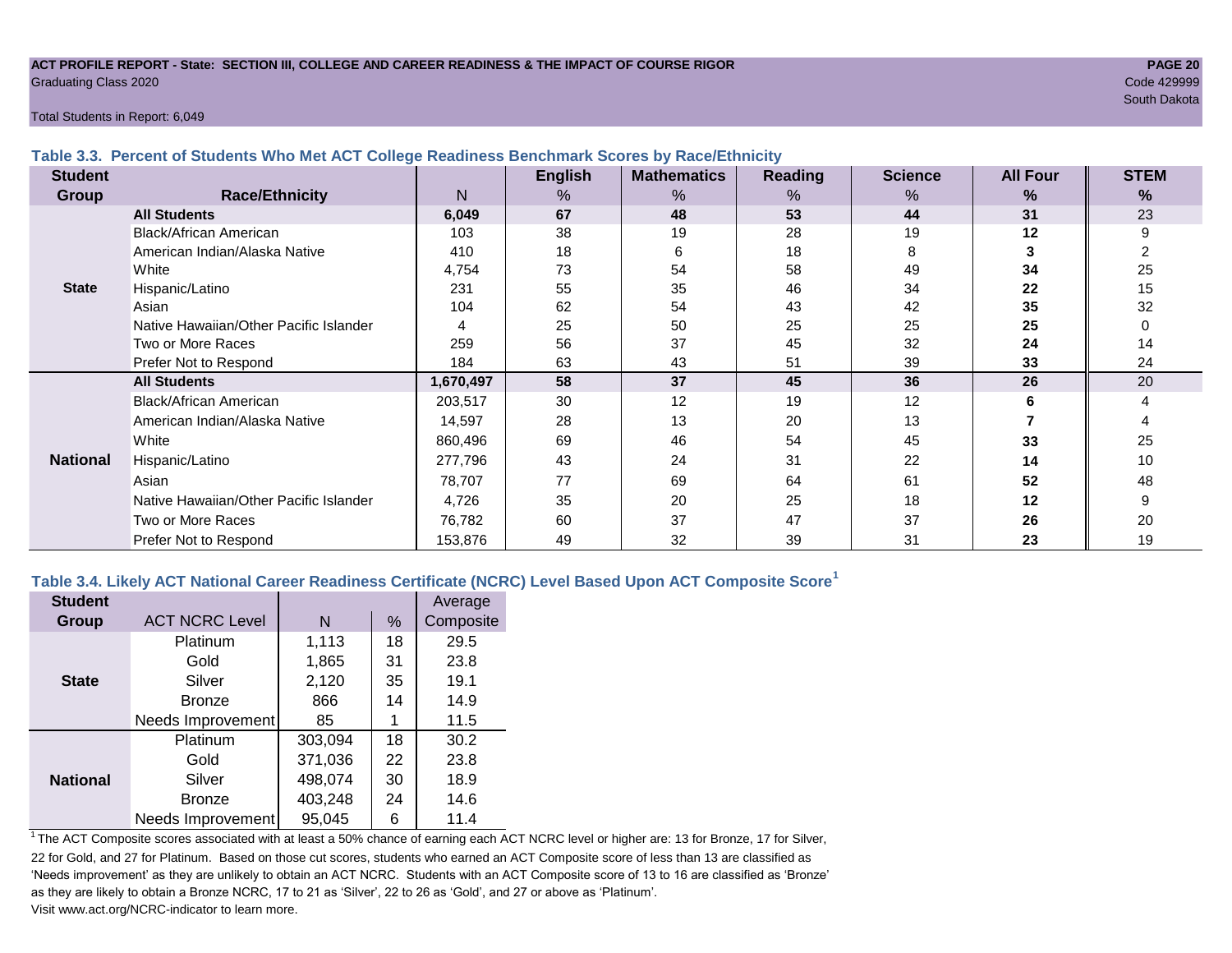Total Students in Report: 6,049

### Table 3.3. Percent of Students Who Met ACT College Readiness Benchmark Scores by Race/Ethnicity

| Student Group | Race/Ethnicity | N | English % | Mathematics % | Reading % | Science % | All Four % | STEM % |
|---|---|---|---|---|---|---|---|---|
| State | **All Students** | **6,049** | **67** | **48** | **53** | **44** | **31** | 23 |
| | Black/African American | 103 | 38 | 19 | 28 | 19 | **12** | 9 |
| | American Indian/Alaska Native | 410 | 18 | 6 | 18 | 8 | **3** | 2 |
| | White | 4,754 | 73 | 54 | 58 | 49 | **34** | 25 |
| | Hispanic/Latino | 231 | 55 | 35 | 46 | 34 | **22** | 15 |
| | Asian | 104 | 62 | 54 | 43 | 42 | **35** | 32 |
| | Native Hawaiian/Other Pacific Islander | 4 | 25 | 50 | 25 | 25 | **25** | 0 |
| | Two or More Races | 259 | 56 | 37 | 45 | 32 | **24** | 14 |
| | Prefer Not to Respond | 184 | 63 | 43 | 51 | 39 | **33** | 24 |
| National | **All Students** | **1,670,497** | **58** | **37** | **45** | **36** | **26** | 20 |
| | Black/African American | 203,517 | 30 | 12 | 19 | 12 | **6** | 4 |
| | American Indian/Alaska Native | 14,597 | 28 | 13 | 20 | 13 | **7** | 4 |
| | White | 860,496 | 69 | 46 | 54 | 45 | **33** | 25 |
| | Hispanic/Latino | 277,796 | 43 | 24 | 31 | 22 | **14** | 10 |
| | Asian | 78,707 | 77 | 69 | 64 | 61 | **52** | 48 |
| | Native Hawaiian/Other Pacific Islander | 4,726 | 35 | 20 | 25 | 18 | **12** | 9 |
| | Two or More Races | 76,782 | 60 | 37 | 47 | 37 | **26** | 20 |
| | Prefer Not to Respond | 153,876 | 49 | 32 | 39 | 31 | **23** | 19 |

### Table 3.4. Likely ACT National Career Readiness Certificate (NCRC) Level Based Upon ACT Composite Score[1]

| Student Group | ACT NCRC Level | N | % | Average Composite |
|---|---|---|---|---|
| State | Platinum | 1,113 | 18 | 29.5 |
| | Gold | 1,865 | 31 | 23.8 |
| | Silver | 2,120 | 35 | 19.1 |
| | Bronze | 866 | 14 | 14.9 |
| | Needs Improvement | 85 | 1 | 11.5 |
| National | Platinum | 303,094 | 18 | 30.2 |
| | Gold | 371,036 | 22 | 23.8 |
| | Silver | 498,074 | 30 | 18.9 |
| | Bronze | 403,248 | 24 | 14.6 |
| | Needs Improvement | 95,045 | 6 | 11.4 |

[1] The ACT Composite scores associated with at least a 50% chance of earning each ACT NCRC level or higher are: 13 for Bronze, 17 for Silver, 22 for Gold, and 27 for Platinum. Based on those cut scores, students who earned an ACT Composite score of less than 13 are classified as 'Needs improvement' as they are unlikely to obtain an ACT NCRC. Students with an ACT Composite score of 13 to 16 are classified as 'Bronze' as they are likely to obtain a Bronze NCRC, 17 to 21 as 'Silver', 22 to 26 as 'Gold', and 27 or above as 'Platinum'.
Visit www.act.org/NCRC-indicator to learn more.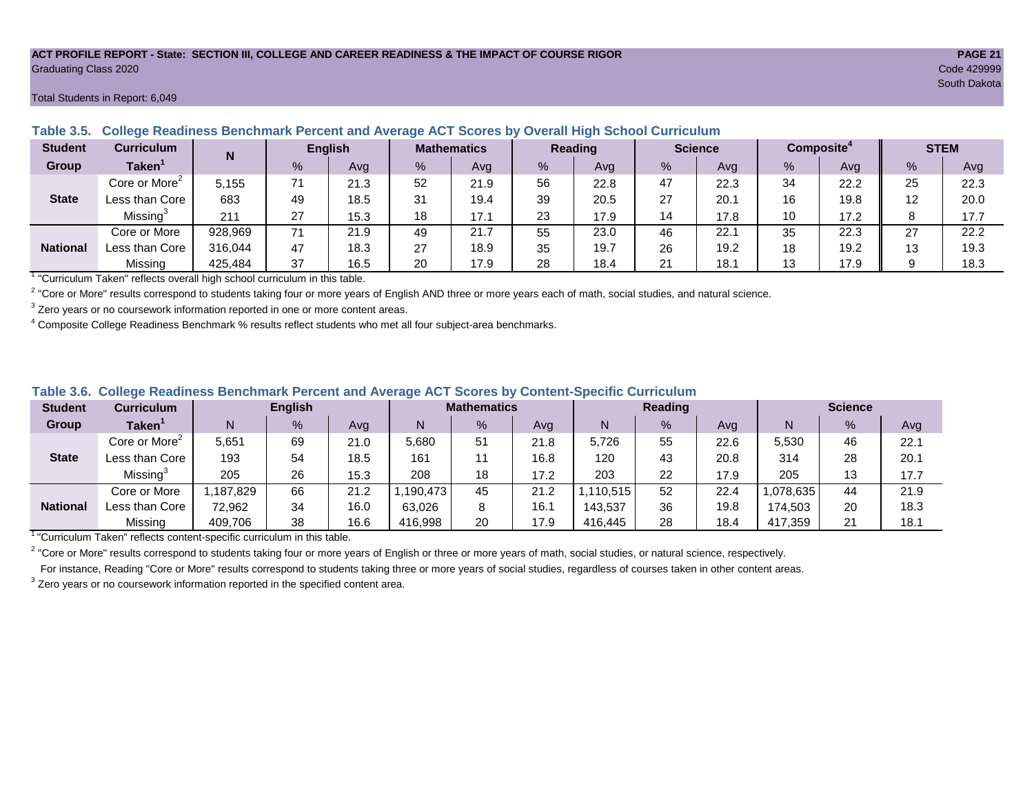## Table 3.5. College Readiness Benchmark Percent and Average ACT Scores by Overall High School Curriculum

| Student Group | Curriculum Taken[1] | N | English | | Mathematics | | Reading | | Science | | Composite[4] | | STEM | |
|---|---|---|---|---|---|---|---|---|---|---|---|---|---|---|
| | | | % | Avg | % | Avg | % | Avg | % | Avg | % | Avg | % | Avg |
| State | Core or More[2] | 5,155 | 71 | 21.3 | 52 | 21.9 | 56 | 22.8 | 47 | 22.3 | 34 | 22.2 | 25 | 22.3 |
| | Less than Core | 683 | 49 | 18.5 | 31 | 19.4 | 39 | 20.5 | 27 | 20.1 | 16 | 19.8 | 12 | 20.0 |
| | Missing[3] | 211 | 27 | 15.3 | 18 | 17.1 | 23 | 17.9 | 14 | 17.8 | 10 | 17.2 | 8 | 17.7 |
| National | Core or More | 928,969 | 71 | 21.9 | 49 | 21.7 | 55 | 23.0 | 46 | 22.1 | 35 | 22.3 | 27 | 22.2 |
| | Less than Core | 316,044 | 47 | 18.3 | 27 | 18.9 | 35 | 19.7 | 26 | 19.2 | 18 | 19.2 | 13 | 19.3 |
| | Missing | 425,484 | 37 | 16.5 | 20 | 17.9 | 28 | 18.4 | 21 | 18.1 | 13 | 17.9 | 9 | 18.3 |

[1] "Curriculum Taken" reflects overall high school curriculum in this table.

[2] "Core or More" results correspond to students taking four or more years of English AND three or more years each of math, social studies, and natural science.

[3] Zero years or no coursework information reported in one or more content areas.

[4] Composite College Readiness Benchmark % results reflect students who met all four subject-area benchmarks.

## Table 3.6. College Readiness Benchmark Percent and Average ACT Scores by Content-Specific Curriculum

| Student Group | Curriculum Taken[1] | English | | | Mathematics | | | Reading | | | Science | | |
|---|---|---|---|---|---|---|---|---|---|---|---|---|---|
| | | N | % | Avg | N | % | Avg | N | % | Avg | N | % | Avg |
| State | Core or More[2] | 5,651 | 69 | 21.0 | 5,680 | 51 | 21.8 | 5,726 | 55 | 22.6 | 5,530 | 46 | 22.1 |
| | Less than Core | 193 | 54 | 18.5 | 161 | 11 | 16.8 | 120 | 43 | 20.8 | 314 | 28 | 20.1 |
| | Missing[3] | 205 | 26 | 15.3 | 208 | 18 | 17.2 | 203 | 22 | 17.9 | 205 | 13 | 17.7 |
| National | Core or More | 1,187,829 | 66 | 21.2 | 1,190,473 | 45 | 21.2 | 1,110,515 | 52 | 22.4 | 1,078,635 | 44 | 21.9 |
| | Less than Core | 72,962 | 34 | 16.0 | 63,026 | 8 | 16.1 | 143,537 | 36 | 19.8 | 174,503 | 20 | 18.3 |
| | Missing | 409,706 | 38 | 16.6 | 416,998 | 20 | 17.9 | 416,445 | 28 | 18.4 | 417,359 | 21 | 18.1 |

[1] "Curriculum Taken" reflects content-specific curriculum in this table.

[2] "Core or More" results correspond to students taking four or more years of English or three or more years of math, social studies, or natural science, respectively.
For instance, Reading "Core or More" results correspond to students taking three or more years of social studies, regardless of courses taken in other content areas.

[3] Zero years or no coursework information reported in the specified content area.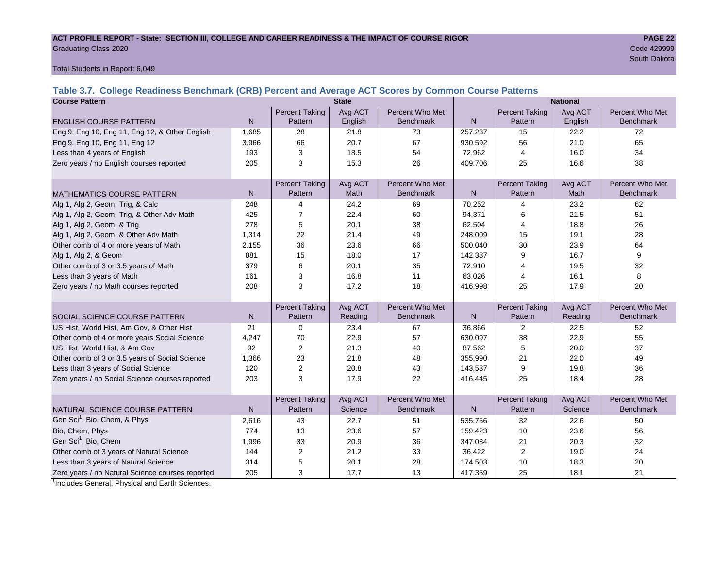ACT PROFILE REPORT - State: SECTION III, COLLEGE AND CAREER READINESS & THE IMPACT OF COURSE RIGOR
Graduating Class 2020
Code 429999
South Dakota

Total Students in Report: 6,049

## Table 3.7. College Readiness Benchmark (CRB) Percent and Average ACT Scores by Common Course Patterns

| Course Pattern | State | | | | National | | | |
|---|---|---|---|---|---|---|---|---|
| ENGLISH COURSE PATTERN | N | Percent Taking Pattern | Avg ACT English | Percent Who Met Benchmark | N | Percent Taking Pattern | Avg ACT English | Percent Who Met Benchmark |
| Eng 9, Eng 10, Eng 11, Eng 12, & Other English | 1,685 | 28 | 21.8 | 73 | 257,237 | 15 | 22.2 | 72 |
| Eng 9, Eng 10, Eng 11, Eng 12 | 3,966 | 66 | 20.7 | 67 | 930,592 | 56 | 21.0 | 65 |
| Less than 4 years of English | 193 | 3 | 18.5 | 54 | 72,962 | 4 | 16.0 | 34 |
| Zero years / no English courses reported | 205 | 3 | 15.3 | 26 | 409,706 | 25 | 16.6 | 38 |
| MATHEMATICS COURSE PATTERN | N | Percent Taking Pattern | Avg ACT Math | Percent Who Met Benchmark | N | Percent Taking Pattern | Avg ACT Math | Percent Who Met Benchmark |
| Alg 1, Alg 2, Geom, Trig, & Calc | 248 | 4 | 24.2 | 69 | 70,252 | 4 | 23.2 | 62 |
| Alg 1, Alg 2, Geom, Trig, & Other Adv Math | 425 | 7 | 22.4 | 60 | 94,371 | 6 | 21.5 | 51 |
| Alg 1, Alg 2, Geom, & Trig | 278 | 5 | 20.1 | 38 | 62,504 | 4 | 18.8 | 26 |
| Alg 1, Alg 2, Geom, & Other Adv Math | 1,314 | 22 | 21.4 | 49 | 248,009 | 15 | 19.1 | 28 |
| Other comb of 4 or more years of Math | 2,155 | 36 | 23.6 | 66 | 500,040 | 30 | 23.9 | 64 |
| Alg 1, Alg 2, & Geom | 881 | 15 | 18.0 | 17 | 142,387 | 9 | 16.7 | 9 |
| Other comb of 3 or 3.5 years of Math | 379 | 6 | 20.1 | 35 | 72,910 | 4 | 19.5 | 32 |
| Less than 3 years of Math | 161 | 3 | 16.8 | 11 | 63,026 | 4 | 16.1 | 8 |
| Zero years / no Math courses reported | 208 | 3 | 17.2 | 18 | 416,998 | 25 | 17.9 | 20 |
| SOCIAL SCIENCE COURSE PATTERN | N | Percent Taking Pattern | Avg ACT Reading | Percent Who Met Benchmark | N | Percent Taking Pattern | Avg ACT Reading | Percent Who Met Benchmark |
| US Hist, World Hist, Am Gov, & Other Hist | 21 | 0 | 23.4 | 67 | 36,866 | 2 | 22.5 | 52 |
| Other comb of 4 or more years Social Science | 4,247 | 70 | 22.9 | 57 | 630,097 | 38 | 22.9 | 55 |
| US Hist, World Hist, & Am Gov | 92 | 2 | 21.3 | 40 | 87,562 | 5 | 20.0 | 37 |
| Other comb of 3 or 3.5 years of Social Science | 1,366 | 23 | 21.8 | 48 | 355,990 | 21 | 22.0 | 49 |
| Less than 3 years of Social Science | 120 | 2 | 20.8 | 43 | 143,537 | 9 | 19.8 | 36 |
| Zero years / no Social Science courses reported | 203 | 3 | 17.9 | 22 | 416,445 | 25 | 18.4 | 28 |
| NATURAL SCIENCE COURSE PATTERN | N | Percent Taking Pattern | Avg ACT Science | Percent Who Met Benchmark | N | Percent Taking Pattern | Avg ACT Science | Percent Who Met Benchmark |
| Gen Sci[1], Bio, Chem, & Phys | 2,616 | 43 | 22.7 | 51 | 535,756 | 32 | 22.6 | 50 |
| Bio, Chem, Phys | 774 | 13 | 23.6 | 57 | 159,423 | 10 | 23.6 | 56 |
| Gen Sci[1], Bio, Chem | 1,996 | 33 | 20.9 | 36 | 347,034 | 21 | 20.3 | 32 |
| Other comb of 3 years of Natural Science | 144 | 2 | 21.2 | 33 | 36,422 | 2 | 19.0 | 24 |
| Less than 3 years of Natural Science | 314 | 5 | 20.1 | 28 | 174,503 | 10 | 18.3 | 20 |
| Zero years / no Natural Science courses reported | 205 | 3 | 17.7 | 13 | 417,359 | 25 | 18.1 | 21 |

[1]Includes General, Physical and Earth Sciences.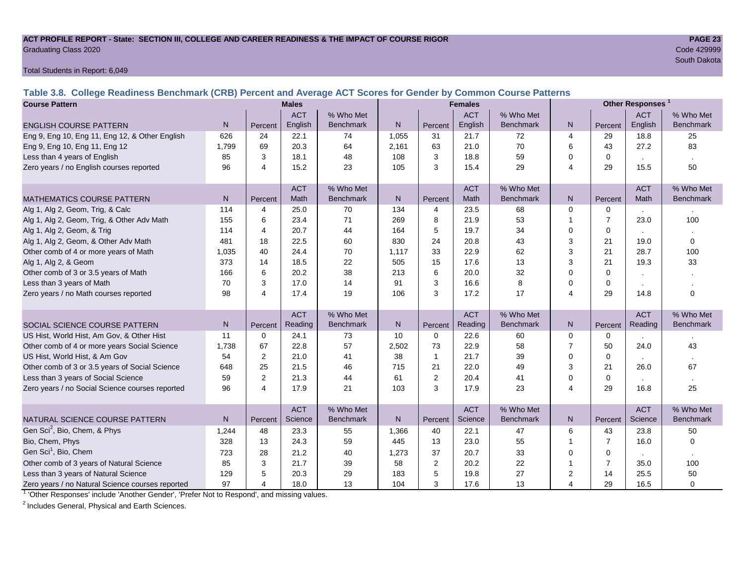**ACT PROFILE REPORT - State: SECTION III, COLLEGE AND CAREER READINESS & THE IMPACT OF COURSE RIGOR**
Graduating Class 2020

Code 429999
South Dakota

Total Students in Report: 6,049

## Table 3.8. College Readiness Benchmark (CRB) Percent and Average ACT Scores for Gender by Common Course Patterns

| Course Pattern | Males | | | | Females | | | | Other Responses [1] | | | |
|---|---|---|---|---|---|---|---|---|---|---|---|---|
| ENGLISH COURSE PATTERN | N | Percent | ACT English | % Who Met Benchmark | N | Percent | ACT English | % Who Met Benchmark | N | Percent | ACT English | % Who Met Benchmark |
| Eng 9, Eng 10, Eng 11, Eng 12, & Other English | 626 | 24 | 22.1 | 74 | 1,055 | 31 | 21.7 | 72 | 4 | 29 | 18.8 | 25 |
| Eng 9, Eng 10, Eng 11, Eng 12 | 1,799 | 69 | 20.3 | 64 | 2,161 | 63 | 21.0 | 70 | 6 | 43 | 27.2 | 83 |
| Less than 4 years of English | 85 | 3 | 18.1 | 48 | 108 | 3 | 18.8 | 59 | 0 | 0 | . | . |
| Zero years / no English courses reported | 96 | 4 | 15.2 | 23 | 105 | 3 | 15.4 | 29 | 4 | 29 | 15.5 | 50 |
| MATHEMATICS COURSE PATTERN | N | Percent | ACT Math | % Who Met Benchmark | N | Percent | ACT Math | % Who Met Benchmark | N | Percent | ACT Math | % Who Met Benchmark |
| Alg 1, Alg 2, Geom, Trig, & Calc | 114 | 4 | 25.0 | 70 | 134 | 4 | 23.5 | 68 | 0 | 0 | . | . |
| Alg 1, Alg 2, Geom, Trig, & Other Adv Math | 155 | 6 | 23.4 | 71 | 269 | 8 | 21.9 | 53 | 1 | 7 | 23.0 | 100 |
| Alg 1, Alg 2, Geom, & Trig | 114 | 4 | 20.7 | 44 | 164 | 5 | 19.7 | 34 | 0 | 0 | . | . |
| Alg 1, Alg 2, Geom, & Other Adv Math | 481 | 18 | 22.5 | 60 | 830 | 24 | 20.8 | 43 | 3 | 21 | 19.0 | 0 |
| Other comb of 4 or more years of Math | 1,035 | 40 | 24.4 | 70 | 1,117 | 33 | 22.9 | 62 | 3 | 21 | 28.7 | 100 |
| Alg 1, Alg 2, & Geom | 373 | 14 | 18.5 | 22 | 505 | 15 | 17.6 | 13 | 3 | 21 | 19.3 | 33 |
| Other comb of 3 or 3.5 years of Math | 166 | 6 | 20.2 | 38 | 213 | 6 | 20.0 | 32 | 0 | 0 | . | . |
| Less than 3 years of Math | 70 | 3 | 17.0 | 14 | 91 | 3 | 16.6 | 8 | 0 | 0 | . | . |
| Zero years / no Math courses reported | 98 | 4 | 17.4 | 19 | 106 | 3 | 17.2 | 17 | 4 | 29 | 14.8 | 0 |
| SOCIAL SCIENCE COURSE PATTERN | N | Percent | ACT Reading | % Who Met Benchmark | N | Percent | ACT Reading | % Who Met Benchmark | N | Percent | ACT Reading | % Who Met Benchmark |
| US Hist, World Hist, Am Gov, & Other Hist | 11 | 0 | 24.1 | 73 | 10 | 0 | 22.6 | 60 | 0 | 0 | . | . |
| Other comb of 4 or more years Social Science | 1,738 | 67 | 22.8 | 57 | 2,502 | 73 | 22.9 | 58 | 7 | 50 | 24.0 | 43 |
| US Hist, World Hist, & Am Gov | 54 | 2 | 21.0 | 41 | 38 | 1 | 21.7 | 39 | 0 | 0 | . | . |
| Other comb of 3 or 3.5 years of Social Science | 648 | 25 | 21.5 | 46 | 715 | 21 | 22.0 | 49 | 3 | 21 | 26.0 | 67 |
| Less than 3 years of Social Science | 59 | 2 | 21.3 | 44 | 61 | 2 | 20.4 | 41 | 0 | 0 | . | . |
| Zero years / no Social Science courses reported | 96 | 4 | 17.9 | 21 | 103 | 3 | 17.9 | 23 | 4 | 29 | 16.8 | 25 |
| NATURAL SCIENCE COURSE PATTERN | N | Percent | ACT Science | % Who Met Benchmark | N | Percent | ACT Science | % Who Met Benchmark | N | Percent | ACT Science | % Who Met Benchmark |
| Gen Sci[2], Bio, Chem, & Phys | 1,244 | 48 | 23.3 | 55 | 1,366 | 40 | 22.1 | 47 | 6 | 43 | 23.8 | 50 |
| Bio, Chem, Phys | 328 | 13 | 24.3 | 59 | 445 | 13 | 23.0 | 55 | 1 | 7 | 16.0 | 0 |
| Gen Sci[1], Bio, Chem | 723 | 28 | 21.2 | 40 | 1,273 | 37 | 20.7 | 33 | 0 | 0 | . | . |
| Other comb of 3 years of Natural Science | 85 | 3 | 21.7 | 39 | 58 | 2 | 20.2 | 22 | 1 | 7 | 35.0 | 100 |
| Less than 3 years of Natural Science | 129 | 5 | 20.3 | 29 | 183 | 5 | 19.8 | 27 | 2 | 14 | 25.5 | 50 |
| Zero years / no Natural Science courses reported | 97 | 4 | 18.0 | 13 | 104 | 3 | 17.6 | 13 | 4 | 29 | 16.5 | 0 |

[1] 'Other Responses' include 'Another Gender', 'Prefer Not to Respond', and missing values.

[2] Includes General, Physical and Earth Sciences.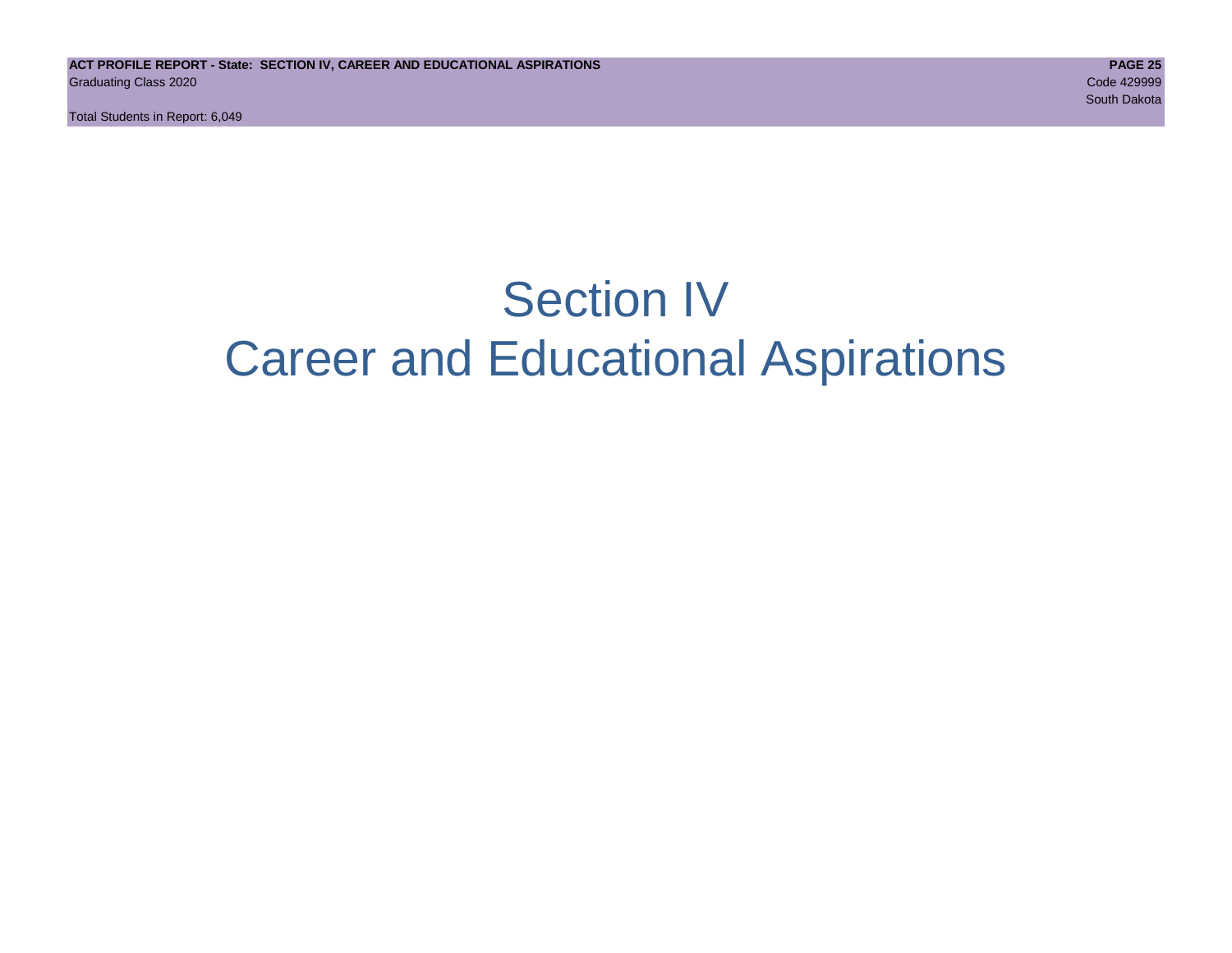# Section IV
# Career and Educational Aspirations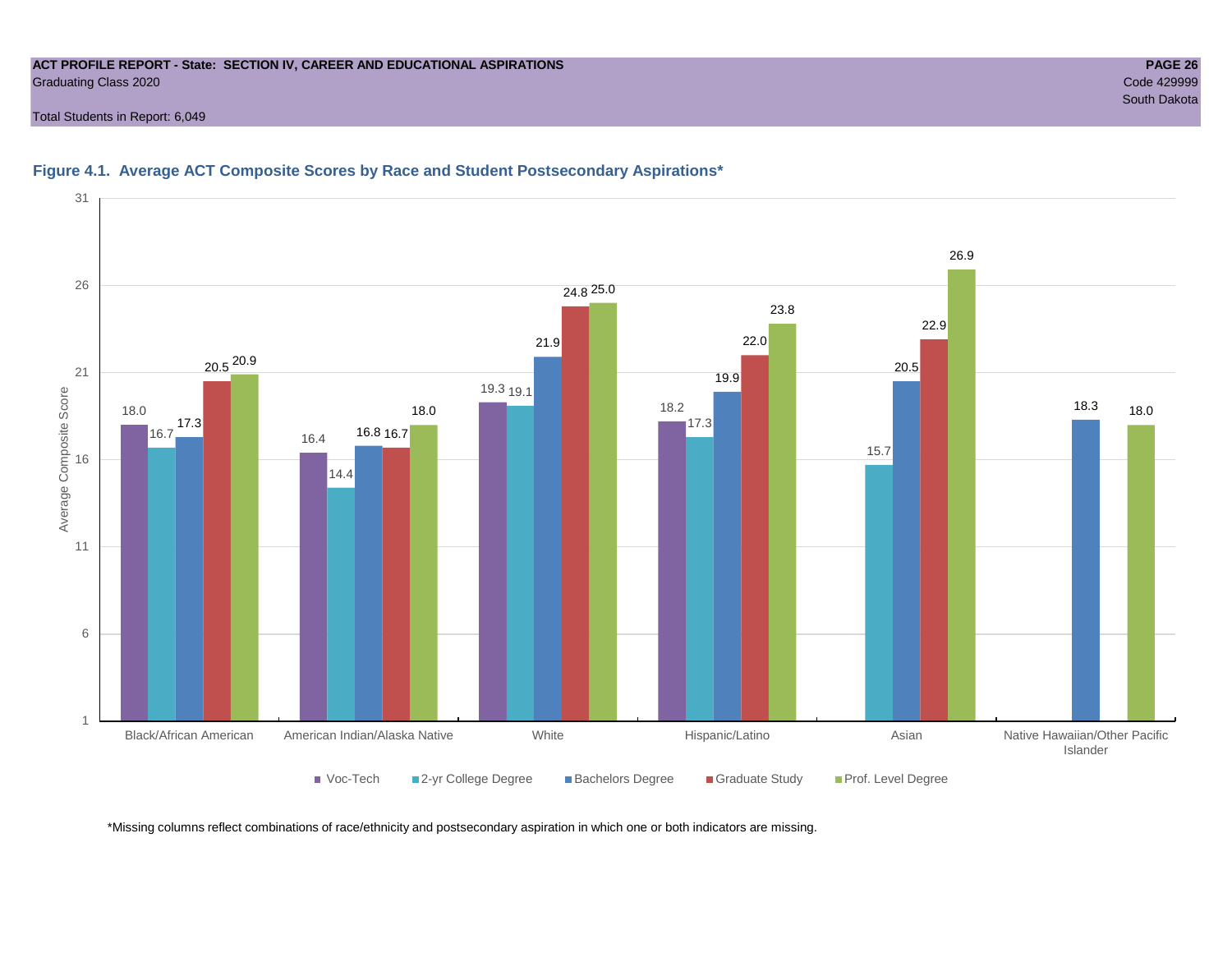## Figure 4.1. Average ACT Composite Scores by Race and Student Postsecondary Aspirations*

| Race/Ethnicity | Voc-Tech | 2-yr College Degree | Bachelors Degree | Graduate Study | Prof. Level Degree |
|---|---|---|---|---|---|
| Black/African American | 18.0 | 16.7 | 17.3 | 20.5 | 20.9 |
| American Indian/Alaska Native | 16.4 | 14.4 | 16.8 | 16.7 | 18.0 |
| White | 19.3 | 19.1 | 21.9 | 24.8 | 25.0 |
| Hispanic/Latino | 18.2 | 17.3 | 19.9 | 22.0 | 23.8 |
| Asian | | 15.7 | 20.5 | 22.9 | 26.9 |
| Native Hawaiian/Other Pacific Islander | | | 18.3 | | 18.0 |

*Missing columns reflect combinations of race/ethnicity and postsecondary aspiration in which one or both indicators are missing.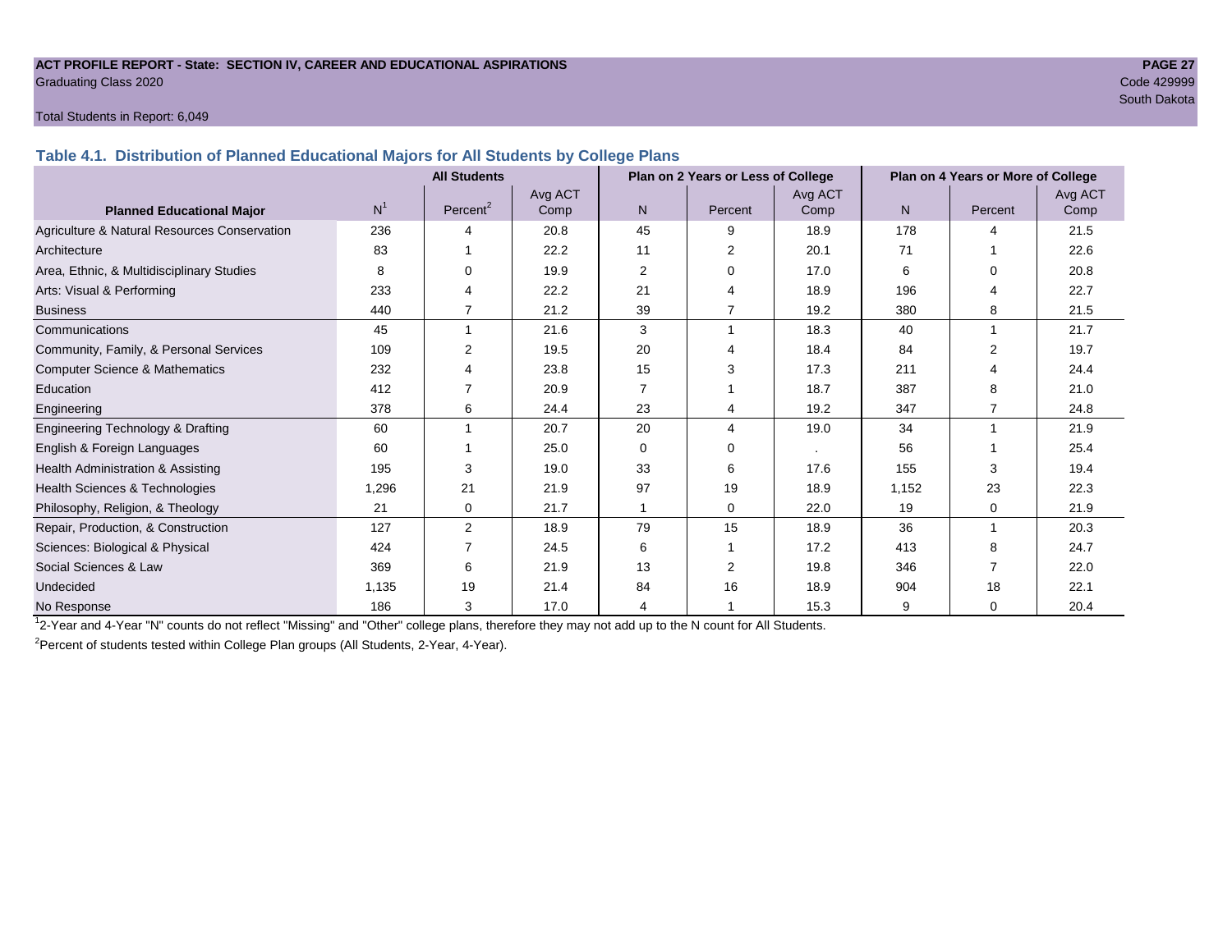ACT PROFILE REPORT - State: SECTION IV, CAREER AND EDUCATIONAL ASPIRATIONS
Graduating Class 2020

Code 429999
South Dakota

Total Students in Report: 6,049

### Table 4.1. Distribution of Planned Educational Majors for All Students by College Plans

| | All Students | | | Plan on 2 Years or Less of College | | | Plan on 4 Years or More of College | | |
|---|---|---|---|---|---|---|---|---|---|
| **Planned Educational Major** | N[1] | Percent[2] | Avg ACT Comp | N | Percent | Avg ACT Comp | N | Percent | Avg ACT Comp |
| Agriculture & Natural Resources Conservation | 236 | 4 | 20.8 | 45 | 9 | 18.9 | 178 | 4 | 21.5 |
| Architecture | 83 | 1 | 22.2 | 11 | 2 | 20.1 | 71 | 1 | 22.6 |
| Area, Ethnic, & Multidisciplinary Studies | 8 | 0 | 19.9 | 2 | 0 | 17.0 | 6 | 0 | 20.8 |
| Arts: Visual & Performing | 233 | 4 | 22.2 | 21 | 4 | 18.9 | 196 | 4 | 22.7 |
| Business | 440 | 7 | 21.2 | 39 | 7 | 19.2 | 380 | 8 | 21.5 |
| Communications | 45 | 1 | 21.6 | 3 | 1 | 18.3 | 40 | 1 | 21.7 |
| Community, Family, & Personal Services | 109 | 2 | 19.5 | 20 | 4 | 18.4 | 84 | 2 | 19.7 |
| Computer Science & Mathematics | 232 | 4 | 23.8 | 15 | 3 | 17.3 | 211 | 4 | 24.4 |
| Education | 412 | 7 | 20.9 | 7 | 1 | 18.7 | 387 | 8 | 21.0 |
| Engineering | 378 | 6 | 24.4 | 23 | 4 | 19.2 | 347 | 7 | 24.8 |
| Engineering Technology & Drafting | 60 | 1 | 20.7 | 20 | 4 | 19.0 | 34 | 1 | 21.9 |
| English & Foreign Languages | 60 | 1 | 25.0 | 0 | 0 | . | 56 | 1 | 25.4 |
| Health Administration & Assisting | 195 | 3 | 19.0 | 33 | 6 | 17.6 | 155 | 3 | 19.4 |
| Health Sciences & Technologies | 1,296 | 21 | 21.9 | 97 | 19 | 18.9 | 1,152 | 23 | 22.3 |
| Philosophy, Religion, & Theology | 21 | 0 | 21.7 | 1 | 0 | 22.0 | 19 | 0 | 21.9 |
| Repair, Production, & Construction | 127 | 2 | 18.9 | 79 | 15 | 18.9 | 36 | 1 | 20.3 |
| Sciences: Biological & Physical | 424 | 7 | 24.5 | 6 | 1 | 17.2 | 413 | 8 | 24.7 |
| Social Sciences & Law | 369 | 6 | 21.9 | 13 | 2 | 19.8 | 346 | 7 | 22.0 |
| Undecided | 1,135 | 19 | 21.4 | 84 | 16 | 18.9 | 904 | 18 | 22.1 |
| No Response | 186 | 3 | 17.0 | 4 | 1 | 15.3 | 9 | 0 | 20.4 |

[1]2-Year and 4-Year "N" counts do not reflect "Missing" and "Other" college plans, therefore they may not add up to the N count for All Students.

[2]Percent of students tested within College Plan groups (All Students, 2-Year, 4-Year).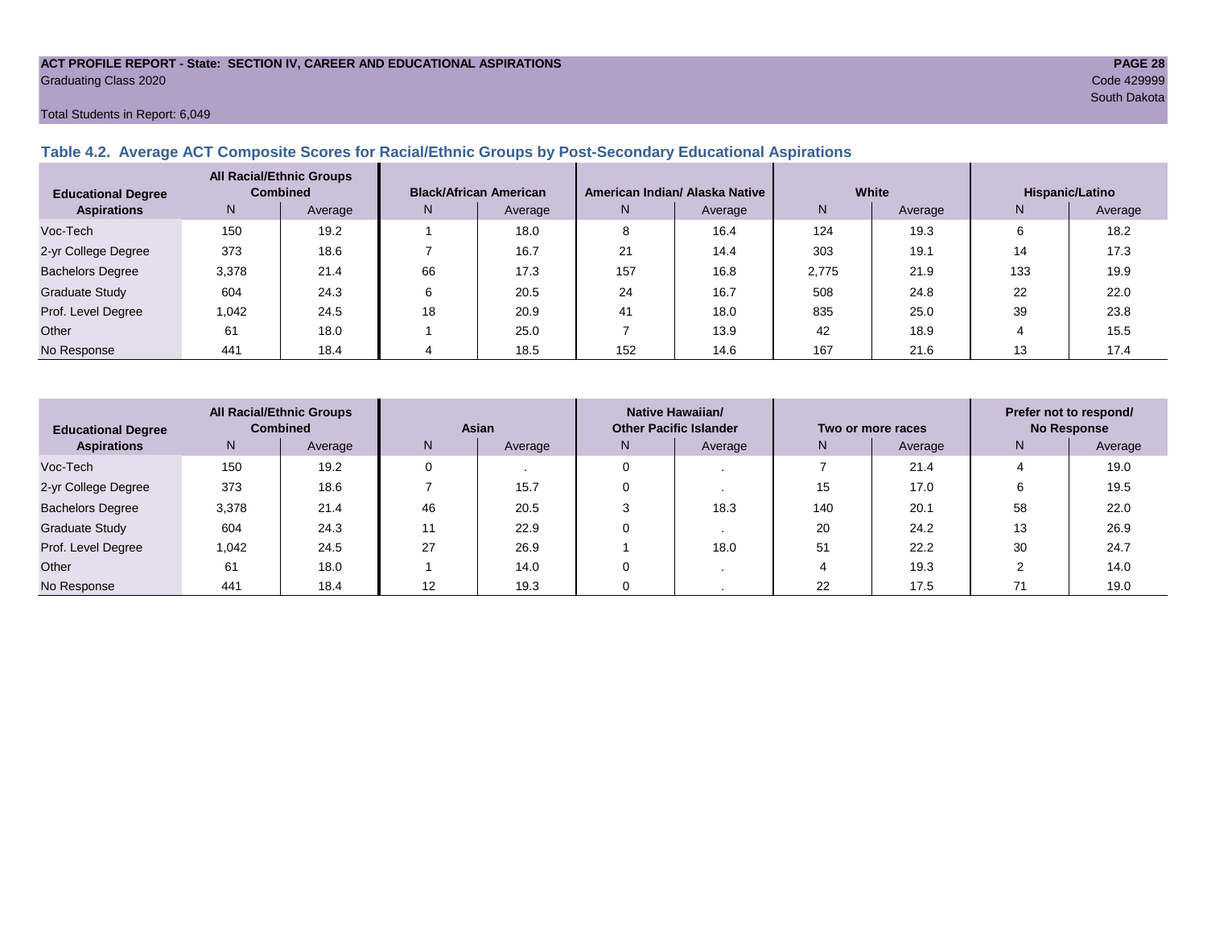ACT PROFILE REPORT - State: SECTION IV, CAREER AND EDUCATIONAL ASPIRATIONS
Graduating Class 2020
Code 429999
South Dakota

Total Students in Report: 6,049

## Table 4.2. Average ACT Composite Scores for Racial/Ethnic Groups by Post-Secondary Educational Aspirations

| Educational Degree Aspirations | All Racial/Ethnic Groups Combined | | Black/African American | | American Indian/ Alaska Native | | White | | Hispanic/Latino | |
|---|---|---|---|---|---|---|---|---|---|---|
| | N | Average | N | Average | N | Average | N | Average | N | Average |
| Voc-Tech | 150 | 19.2 | 1 | 18.0 | 8 | 16.4 | 124 | 19.3 | 6 | 18.2 |
| 2-yr College Degree | 373 | 18.6 | 7 | 16.7 | 21 | 14.4 | 303 | 19.1 | 14 | 17.3 |
| Bachelors Degree | 3,378 | 21.4 | 66 | 17.3 | 157 | 16.8 | 2,775 | 21.9 | 133 | 19.9 |
| Graduate Study | 604 | 24.3 | 6 | 20.5 | 24 | 16.7 | 508 | 24.8 | 22 | 22.0 |
| Prof. Level Degree | 1,042 | 24.5 | 18 | 20.9 | 41 | 18.0 | 835 | 25.0 | 39 | 23.8 |
| Other | 61 | 18.0 | 1 | 25.0 | 7 | 13.9 | 42 | 18.9 | 4 | 15.5 |
| No Response | 441 | 18.4 | 4 | 18.5 | 152 | 14.6 | 167 | 21.6 | 13 | 17.4 |

| Educational Degree Aspirations | All Racial/Ethnic Groups Combined | | Asian | | Native Hawaiian/ Other Pacific Islander | | Two or more races | | Prefer not to respond/ No Response | |
|---|---|---|---|---|---|---|---|---|---|---|
| | N | Average | N | Average | N | Average | N | Average | N | Average |
| Voc-Tech | 150 | 19.2 | 0 | . | 0 | . | 7 | 21.4 | 4 | 19.0 |
| 2-yr College Degree | 373 | 18.6 | 7 | 15.7 | 0 | . | 15 | 17.0 | 6 | 19.5 |
| Bachelors Degree | 3,378 | 21.4 | 46 | 20.5 | 3 | 18.3 | 140 | 20.1 | 58 | 22.0 |
| Graduate Study | 604 | 24.3 | 11 | 22.9 | 0 | . | 20 | 24.2 | 13 | 26.9 |
| Prof. Level Degree | 1,042 | 24.5 | 27 | 26.9 | 1 | 18.0 | 51 | 22.2 | 30 | 24.7 |
| Other | 61 | 18.0 | 1 | 14.0 | 0 | . | 4 | 19.3 | 2 | 14.0 |
| No Response | 441 | 18.4 | 12 | 19.3 | 0 | . | 22 | 17.5 | 71 | 19.0 |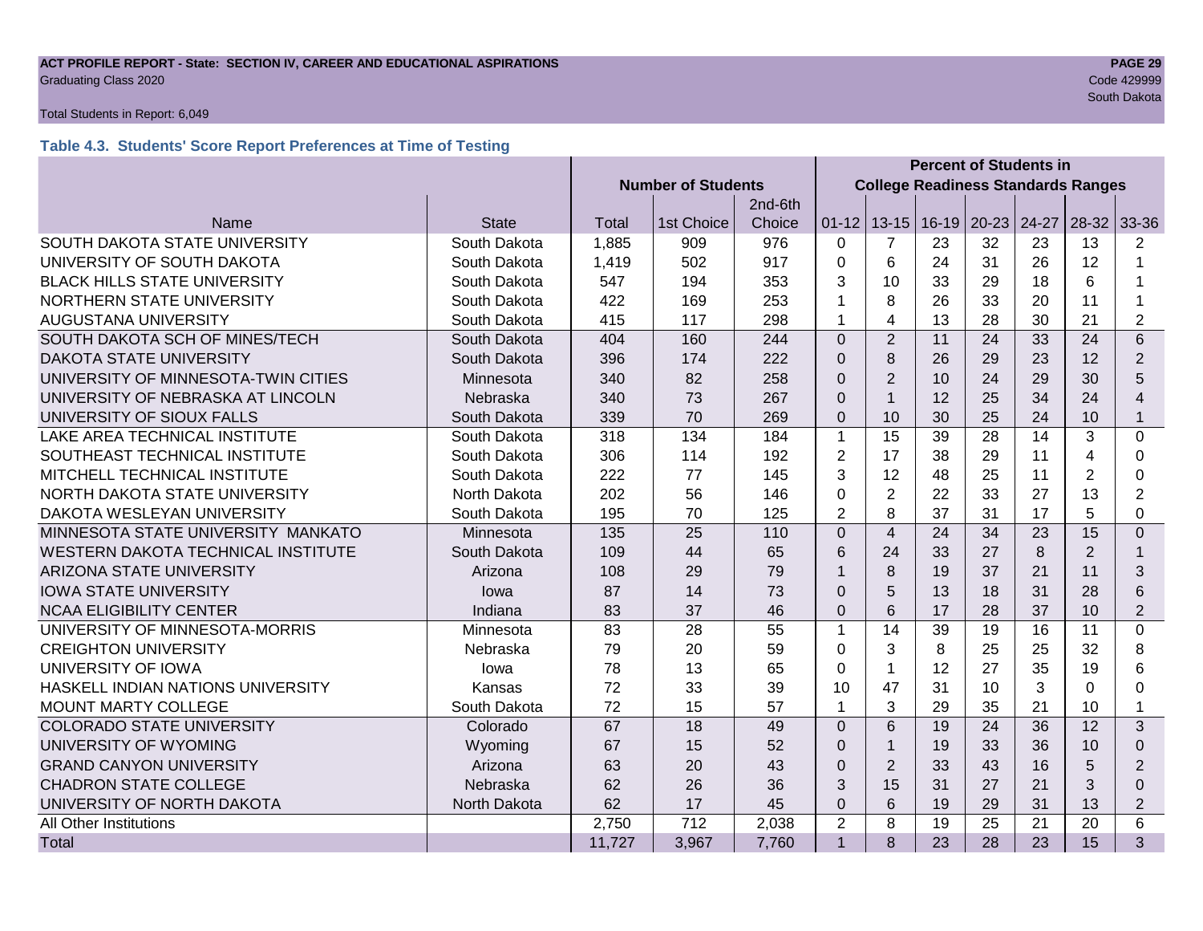**ACT PROFILE REPORT - State: SECTION IV, CAREER AND EDUCATIONAL ASPIRATIONS**
Graduating Class 2020
Code 429999
South Dakota

Total Students in Report: 6,049

### Table 4.3. Students' Score Report Preferences at Time of Testing

| | | Number of Students | | | Percent of Students in College Readiness Standards Ranges | | | | | | |
|---|---|---|---|---|---|---|---|---|---|---|---|
| Name | State | Total | 1st Choice | 2nd-6th Choice | 01-12 | 13-15 | 16-19 | 20-23 | 24-27 | 28-32 | 33-36 |
| SOUTH DAKOTA STATE UNIVERSITY | South Dakota | 1,885 | 909 | 976 | 0 | 7 | 23 | 32 | 23 | 13 | 2 |
| UNIVERSITY OF SOUTH DAKOTA | South Dakota | 1,419 | 502 | 917 | 0 | 6 | 24 | 31 | 26 | 12 | 1 |
| BLACK HILLS STATE UNIVERSITY | South Dakota | 547 | 194 | 353 | 3 | 10 | 33 | 29 | 18 | 6 | 1 |
| NORTHERN STATE UNIVERSITY | South Dakota | 422 | 169 | 253 | 1 | 8 | 26 | 33 | 20 | 11 | 1 |
| AUGUSTANA UNIVERSITY | South Dakota | 415 | 117 | 298 | 1 | 4 | 13 | 28 | 30 | 21 | 2 |
| SOUTH DAKOTA SCH OF MINES/TECH | South Dakota | 404 | 160 | 244 | 0 | 2 | 11 | 24 | 33 | 24 | 6 |
| DAKOTA STATE UNIVERSITY | South Dakota | 396 | 174 | 222 | 0 | 8 | 26 | 29 | 23 | 12 | 2 |
| UNIVERSITY OF MINNESOTA-TWIN CITIES | Minnesota | 340 | 82 | 258 | 0 | 2 | 10 | 24 | 29 | 30 | 5 |
| UNIVERSITY OF NEBRASKA AT LINCOLN | Nebraska | 340 | 73 | 267 | 0 | 1 | 12 | 25 | 34 | 24 | 4 |
| UNIVERSITY OF SIOUX FALLS | South Dakota | 339 | 70 | 269 | 0 | 10 | 30 | 25 | 24 | 10 | 1 |
| LAKE AREA TECHNICAL INSTITUTE | South Dakota | 318 | 134 | 184 | 1 | 15 | 39 | 28 | 14 | 3 | 0 |
| SOUTHEAST TECHNICAL INSTITUTE | South Dakota | 306 | 114 | 192 | 2 | 17 | 38 | 29 | 11 | 4 | 0 |
| MITCHELL TECHNICAL INSTITUTE | South Dakota | 222 | 77 | 145 | 3 | 12 | 48 | 25 | 11 | 2 | 0 |
| NORTH DAKOTA STATE UNIVERSITY | North Dakota | 202 | 56 | 146 | 0 | 2 | 22 | 33 | 27 | 13 | 2 |
| DAKOTA WESLEYAN UNIVERSITY | South Dakota | 195 | 70 | 125 | 2 | 8 | 37 | 31 | 17 | 5 | 0 |
| MINNESOTA STATE UNIVERSITY MANKATO | Minnesota | 135 | 25 | 110 | 0 | 4 | 24 | 34 | 23 | 15 | 0 |
| WESTERN DAKOTA TECHNICAL INSTITUTE | South Dakota | 109 | 44 | 65 | 6 | 24 | 33 | 27 | 8 | 2 | 1 |
| ARIZONA STATE UNIVERSITY | Arizona | 108 | 29 | 79 | 1 | 8 | 19 | 37 | 21 | 11 | 3 |
| IOWA STATE UNIVERSITY | Iowa | 87 | 14 | 73 | 0 | 5 | 13 | 18 | 31 | 28 | 6 |
| NCAA ELIGIBILITY CENTER | Indiana | 83 | 37 | 46 | 0 | 6 | 17 | 28 | 37 | 10 | 2 |
| UNIVERSITY OF MINNESOTA-MORRIS | Minnesota | 83 | 28 | 55 | 1 | 14 | 39 | 19 | 16 | 11 | 0 |
| CREIGHTON UNIVERSITY | Nebraska | 79 | 20 | 59 | 0 | 3 | 8 | 25 | 25 | 32 | 8 |
| UNIVERSITY OF IOWA | Iowa | 78 | 13 | 65 | 0 | 1 | 12 | 27 | 35 | 19 | 6 |
| HASKELL INDIAN NATIONS UNIVERSITY | Kansas | 72 | 33 | 39 | 10 | 47 | 31 | 10 | 3 | 0 | 0 |
| MOUNT MARTY COLLEGE | South Dakota | 72 | 15 | 57 | 1 | 3 | 29 | 35 | 21 | 10 | 1 |
| COLORADO STATE UNIVERSITY | Colorado | 67 | 18 | 49 | 0 | 6 | 19 | 24 | 36 | 12 | 3 |
| UNIVERSITY OF WYOMING | Wyoming | 67 | 15 | 52 | 0 | 1 | 19 | 33 | 36 | 10 | 0 |
| GRAND CANYON UNIVERSITY | Arizona | 63 | 20 | 43 | 0 | 2 | 33 | 43 | 16 | 5 | 2 |
| CHADRON STATE COLLEGE | Nebraska | 62 | 26 | 36 | 3 | 15 | 31 | 27 | 21 | 3 | 0 |
| UNIVERSITY OF NORTH DAKOTA | North Dakota | 62 | 17 | 45 | 0 | 6 | 19 | 29 | 31 | 13 | 2 |
| All Other Institutions | | 2,750 | 712 | 2,038 | 2 | 8 | 19 | 25 | 21 | 20 | 6 |
| Total | | 11,727 | 3,967 | 7,760 | 1 | 8 | 23 | 28 | 23 | 15 | 3 |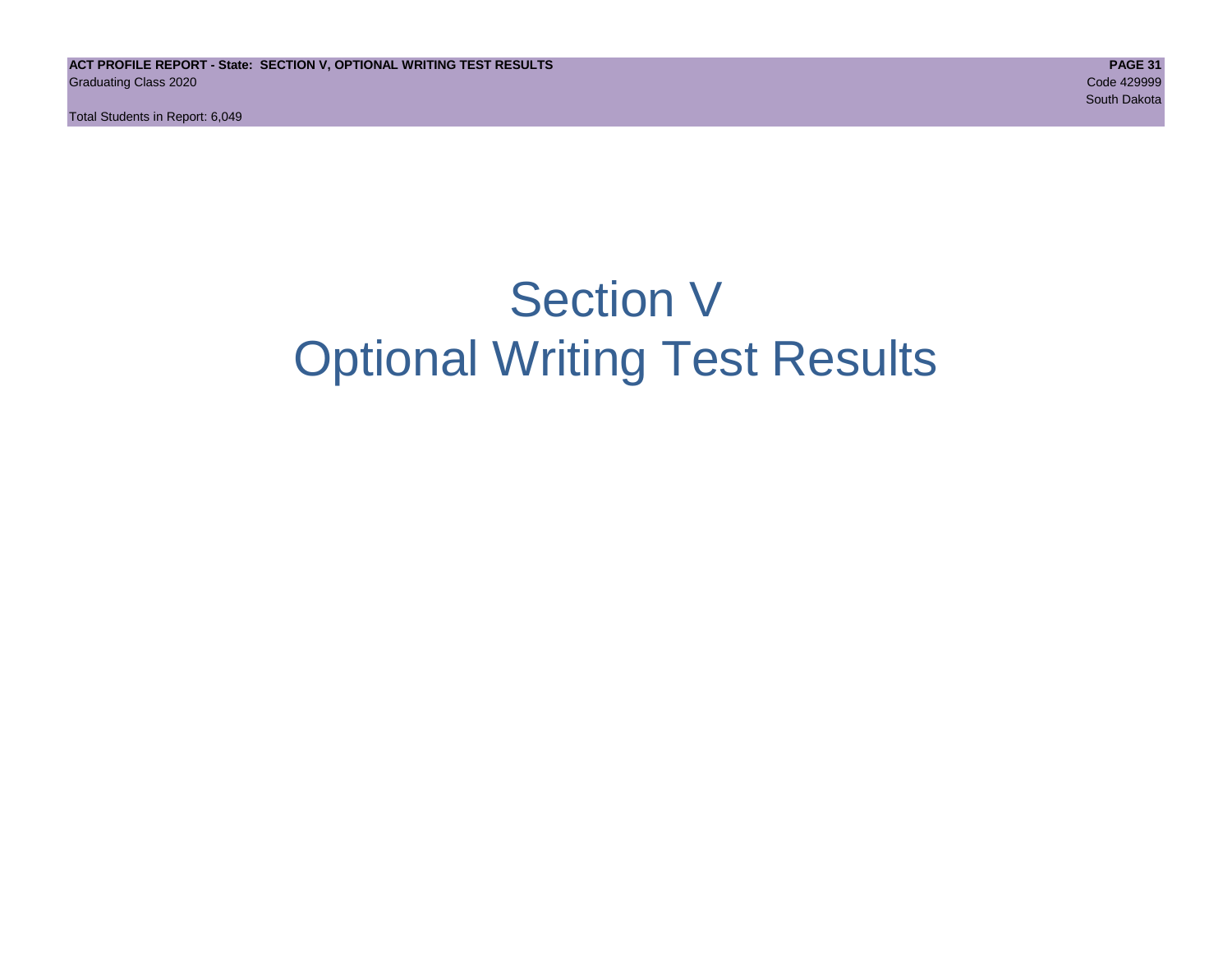# Section V
# Optional Writing Test Results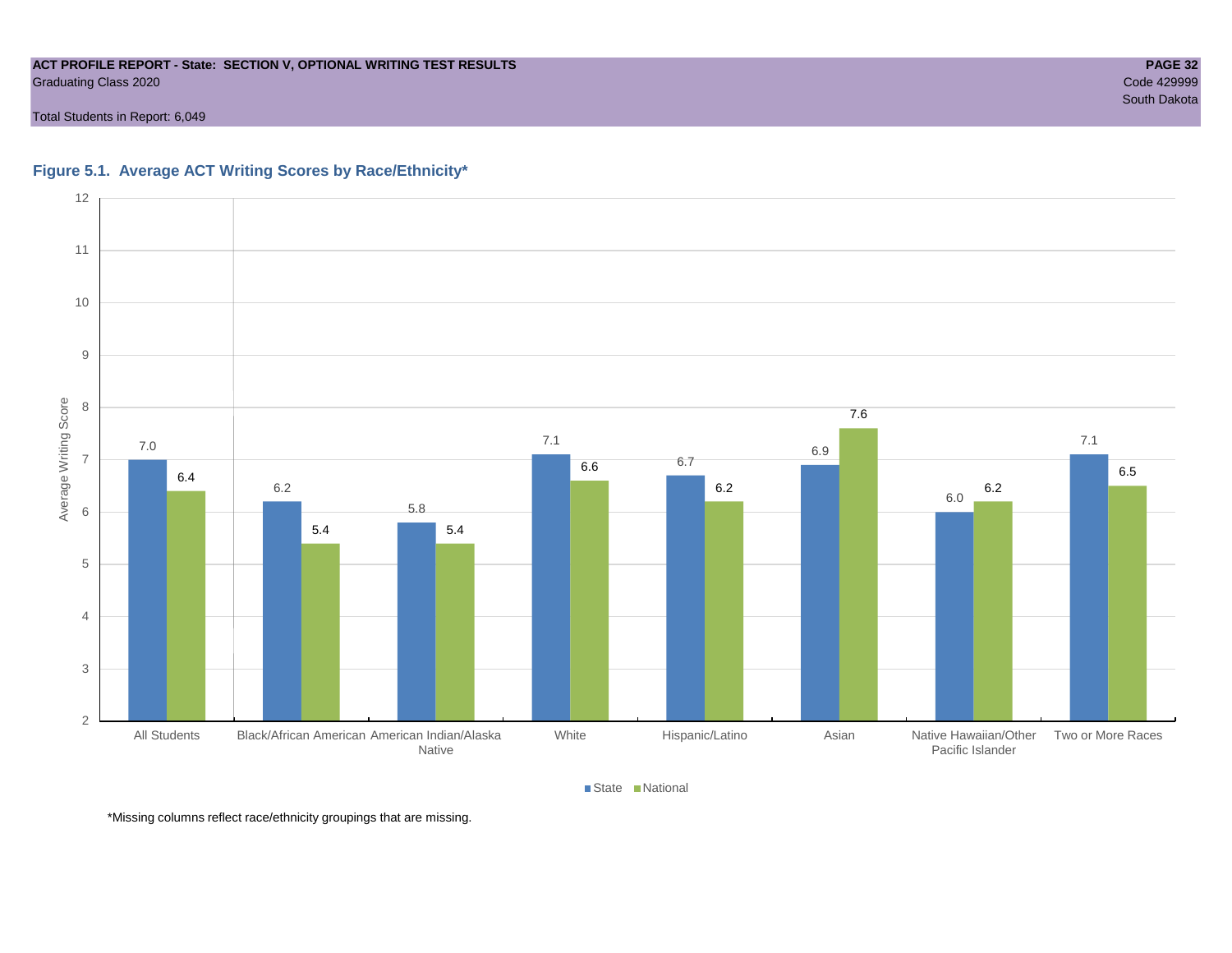**ACT PROFILE REPORT - State: SECTION V, OPTIONAL WRITING TEST RESULTS**
Graduating Class 2020

Code 429999
South Dakota

Total Students in Report: 6,049

### Figure 5.1. Average ACT Writing Scores by Race/Ethnicity*

| Race/Ethnicity | State | National |
|---|---|---|
| All Students | 7.0 | 6.4 |
| Black/African American | 6.2 | 5.4 |
| American Indian/Alaska Native | 5.8 | 5.4 |
| White | 7.1 | 6.6 |
| Hispanic/Latino | 6.7 | 6.2 |
| Asian | 6.9 | 7.6 |
| Native Hawaiian/Other Pacific Islander | 6.0 | 6.2 |
| Two or More Races | 7.1 | 6.5 |

*Missing columns reflect race/ethnicity groupings that are missing.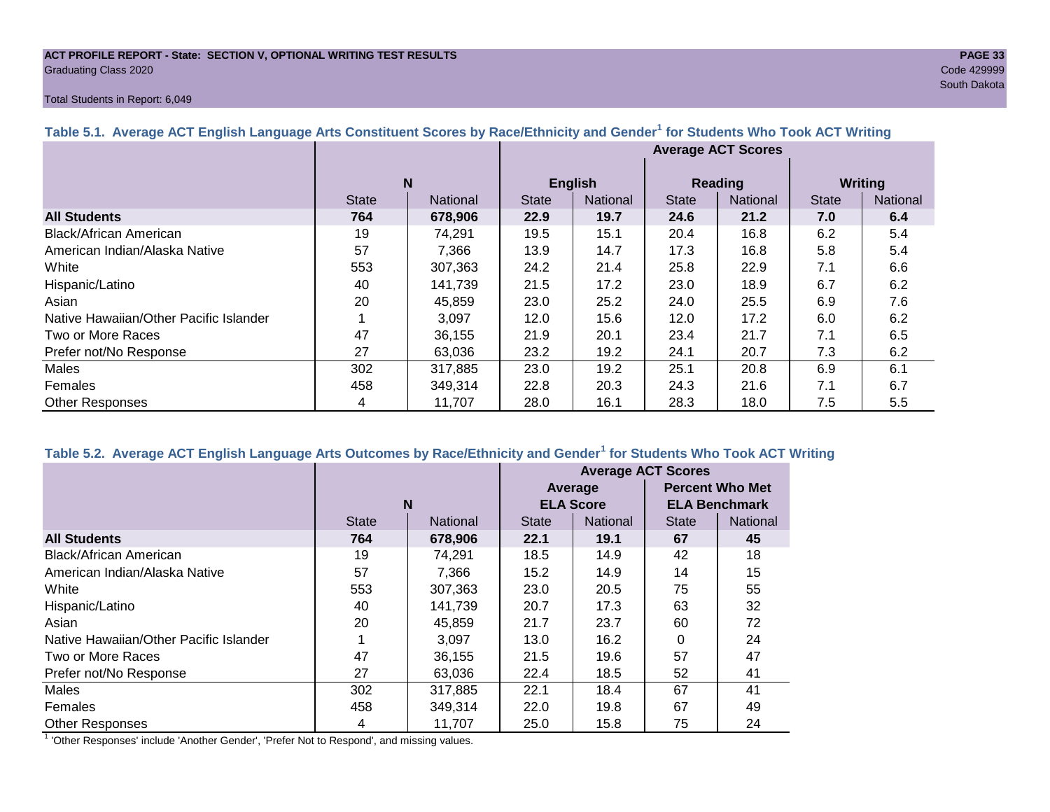Total Students in Report: 6,049

### Table 5.1. Average ACT English Language Arts Constituent Scores by Race/Ethnicity and Gender[1] for Students Who Took ACT Writing

| | N | | Average ACT Scores | | | | | |
|---|---|---|---|---|---|---|---|---|
| | | | English | | Reading | | Writing | |
| | State | National | State | National | State | National | State | National |
| **All Students** | **764** | **678,906** | **22.9** | **19.7** | **24.6** | **21.2** | **7.0** | **6.4** |
| Black/African American | 19 | 74,291 | 19.5 | 15.1 | 20.4 | 16.8 | 6.2 | 5.4 |
| American Indian/Alaska Native | 57 | 7,366 | 13.9 | 14.7 | 17.3 | 16.8 | 5.8 | 5.4 |
| White | 553 | 307,363 | 24.2 | 21.4 | 25.8 | 22.9 | 7.1 | 6.6 |
| Hispanic/Latino | 40 | 141,739 | 21.5 | 17.2 | 23.0 | 18.9 | 6.7 | 6.2 |
| Asian | 20 | 45,859 | 23.0 | 25.2 | 24.0 | 25.5 | 6.9 | 7.6 |
| Native Hawaiian/Other Pacific Islander | 1 | 3,097 | 12.0 | 15.6 | 12.0 | 17.2 | 6.0 | 6.2 |
| Two or More Races | 47 | 36,155 | 21.9 | 20.1 | 23.4 | 21.7 | 7.1 | 6.5 |
| Prefer not/No Response | 27 | 63,036 | 23.2 | 19.2 | 24.1 | 20.7 | 7.3 | 6.2 |
| Males | 302 | 317,885 | 23.0 | 19.2 | 25.1 | 20.8 | 6.9 | 6.1 |
| Females | 458 | 349,314 | 22.8 | 20.3 | 24.3 | 21.6 | 7.1 | 6.7 |
| Other Responses | 4 | 11,707 | 28.0 | 16.1 | 28.3 | 18.0 | 7.5 | 5.5 |

### Table 5.2. Average ACT English Language Arts Outcomes by Race/Ethnicity and Gender[1] for Students Who Took ACT Writing

| | N | | Average ACT Scores | | | |
|---|---|---|---|---|---|---|
| | | | Average ELA Score | | Percent Who Met ELA Benchmark | |
| | State | National | State | National | State | National |
| **All Students** | **764** | **678,906** | **22.1** | **19.1** | **67** | **45** |
| Black/African American | 19 | 74,291 | 18.5 | 14.9 | 42 | 18 |
| American Indian/Alaska Native | 57 | 7,366 | 15.2 | 14.9 | 14 | 15 |
| White | 553 | 307,363 | 23.0 | 20.5 | 75 | 55 |
| Hispanic/Latino | 40 | 141,739 | 20.7 | 17.3 | 63 | 32 |
| Asian | 20 | 45,859 | 21.7 | 23.7 | 60 | 72 |
| Native Hawaiian/Other Pacific Islander | 1 | 3,097 | 13.0 | 16.2 | 0 | 24 |
| Two or More Races | 47 | 36,155 | 21.5 | 19.6 | 57 | 47 |
| Prefer not/No Response | 27 | 63,036 | 22.4 | 18.5 | 52 | 41 |
| Males | 302 | 317,885 | 22.1 | 18.4 | 67 | 41 |
| Females | 458 | 349,314 | 22.0 | 19.8 | 67 | 49 |
| Other Responses | 4 | 11,707 | 25.0 | 15.8 | 75 | 24 |

[1] 'Other Responses' include 'Another Gender', 'Prefer Not to Respond', and missing values.